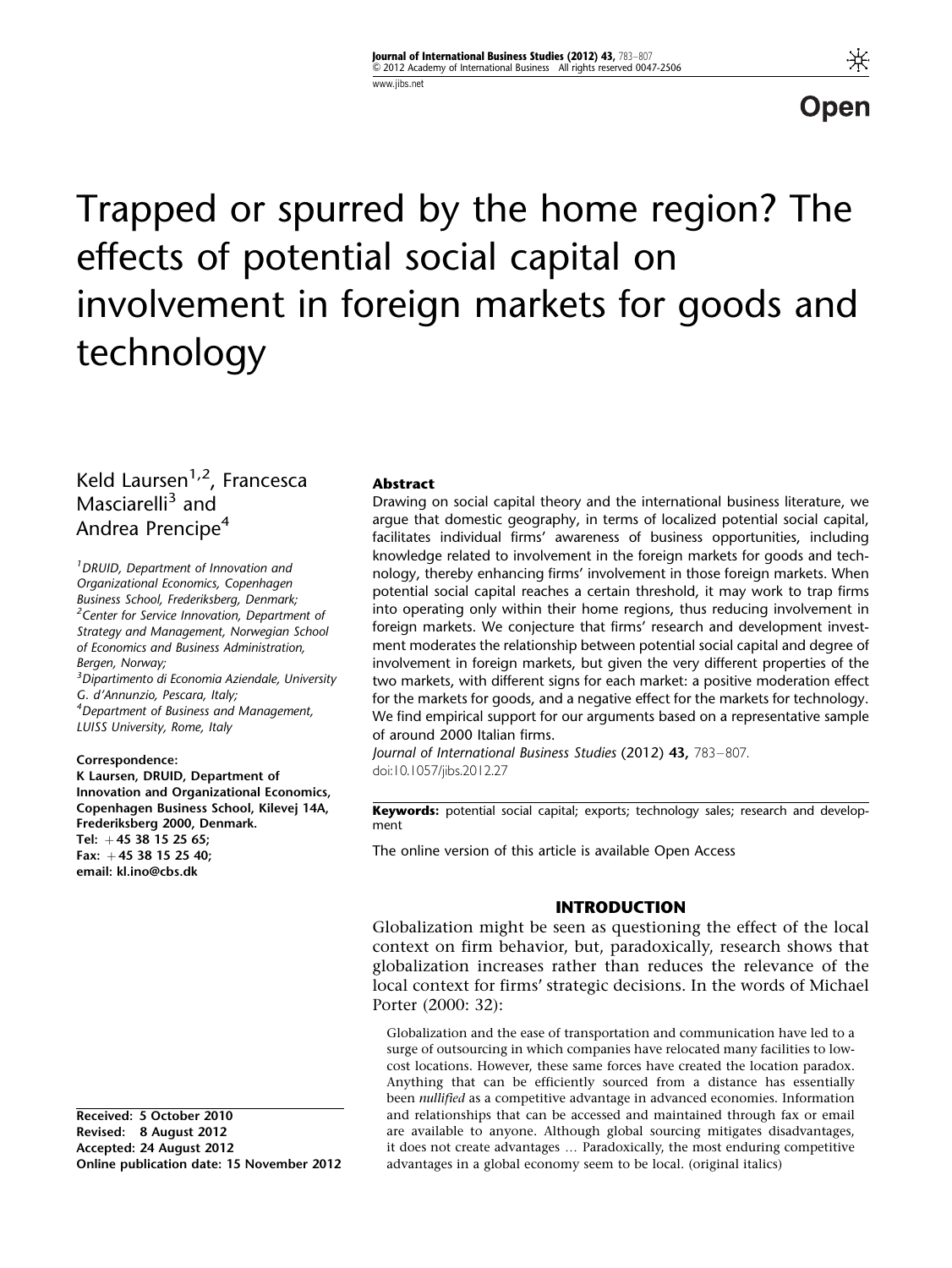Open

# Trapped or spurred by the home region? The effects of potential social capital on involvement in foreign markets for goods and technology

Keld Laursen[1,2], Francesca Masciarelli[3] and Andrea Prencipe[4]

[1]DRUID, Department of Innovation and Organizational Economics, Copenhagen Business School, Frederiksberg, Denmark;
[2]Center for Service Innovation, Department of Strategy and Management, Norwegian School of Economics and Business Administration, Bergen, Norway;
[3]Dipartimento di Economia Aziendale, University G. d'Annunzio, Pescara, Italy;
[4]Department of Business and Management, LUISS University, Rome, Italy

**Correspondence:**
**K Laursen, DRUID, Department of Innovation and Organizational Economics, Copenhagen Business School, Kilevej 14A, Frederiksberg 2000, Denmark.**
**Tel: +45 38 15 25 65;**
**Fax: +45 38 15 25 40;**
**email: kl.ino@cbs.dk**

**Abstract**

Drawing on social capital theory and the international business literature, we argue that domestic geography, in terms of localized potential social capital, facilitates individual firms' awareness of business opportunities, including knowledge related to involvement in the foreign markets for goods and technology, thereby enhancing firms' involvement in those foreign markets. When potential social capital reaches a certain threshold, it may work to trap firms into operating only within their home regions, thus reducing involvement in foreign markets. We conjecture that firms' research and development investment moderates the relationship between potential social capital and degree of involvement in foreign markets, but given the very different properties of the two markets, with different signs for each market: a positive moderation effect for the markets for goods, and a negative effect for the markets for technology. We find empirical support for our arguments based on a representative sample of around 2000 Italian firms.

*Journal of International Business Studies* (2012) **43,** 783–807. doi:10.1057/jibs.2012.27

**Keywords:** potential social capital; exports; technology sales; research and development

The online version of this article is available Open Access

**Received:** 5 October 2010
**Revised:** 8 August 2012
**Accepted:** 24 August 2012
**Online publication date:** 15 November 2012

## INTRODUCTION

Globalization might be seen as questioning the effect of the local context on firm behavior, but, paradoxically, research shows that globalization increases rather than reduces the relevance of the local context for firms' strategic decisions. In the words of Michael Porter (2000: 32):

> Globalization and the ease of transportation and communication have led to a surge of outsourcing in which companies have relocated many facilities to low-cost locations. However, these same forces have created the location paradox. Anything that can be efficiently sourced from a distance has essentially been *nullified* as a competitive advantage in advanced economies. Information and relationships that can be accessed and maintained through fax or email are available to anyone. Although global sourcing mitigates disadvantages, it does not create advantages … Paradoxically, the most enduring competitive advantages in a global economy seem to be local. (original italics)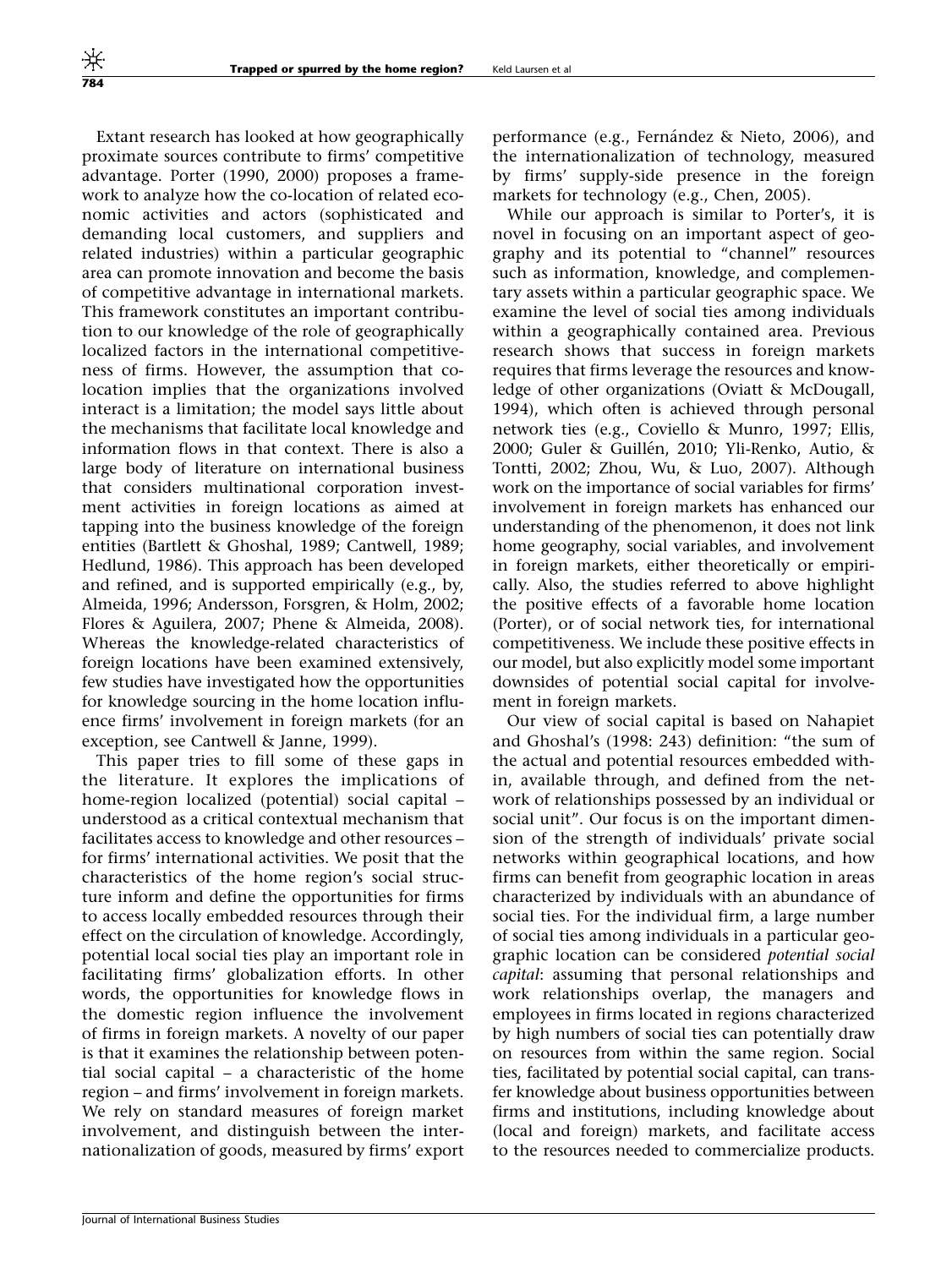Extant research has looked at how geographically proximate sources contribute to firms' competitive advantage. Porter (1990, 2000) proposes a framework to analyze how the co-location of related economic activities and actors (sophisticated and demanding local customers, and suppliers and related industries) within a particular geographic area can promote innovation and become the basis of competitive advantage in international markets. This framework constitutes an important contribution to our knowledge of the role of geographically localized factors in the international competitiveness of firms. However, the assumption that co-location implies that the organizations involved interact is a limitation; the model says little about the mechanisms that facilitate local knowledge and information flows in that context. There is also a large body of literature on international business that considers multinational corporation investment activities in foreign locations as aimed at tapping into the business knowledge of the foreign entities (Bartlett & Ghoshal, 1989; Cantwell, 1989; Hedlund, 1986). This approach has been developed and refined, and is supported empirically (e.g., by, Almeida, 1996; Andersson, Forsgren, & Holm, 2002; Flores & Aguilera, 2007; Phene & Almeida, 2008). Whereas the knowledge-related characteristics of foreign locations have been examined extensively, few studies have investigated how the opportunities for knowledge sourcing in the home location influence firms' involvement in foreign markets (for an exception, see Cantwell & Janne, 1999).

This paper tries to fill some of these gaps in the literature. It explores the implications of home-region localized (potential) social capital – understood as a critical contextual mechanism that facilitates access to knowledge and other resources – for firms' international activities. We posit that the characteristics of the home region's social structure inform and define the opportunities for firms to access locally embedded resources through their effect on the circulation of knowledge. Accordingly, potential local social ties play an important role in facilitating firms' globalization efforts. In other words, the opportunities for knowledge flows in the domestic region influence the involvement of firms in foreign markets. A novelty of our paper is that it examines the relationship between potential social capital – a characteristic of the home region – and firms' involvement in foreign markets. We rely on standard measures of foreign market involvement, and distinguish between the internationalization of goods, measured by firms' export performance (e.g., Fernández & Nieto, 2006), and the internationalization of technology, measured by firms' supply-side presence in the foreign markets for technology (e.g., Chen, 2005).

While our approach is similar to Porter's, it is novel in focusing on an important aspect of geography and its potential to "channel" resources such as information, knowledge, and complementary assets within a particular geographic space. We examine the level of social ties among individuals within a geographically contained area. Previous research shows that success in foreign markets requires that firms leverage the resources and knowledge of other organizations (Oviatt & McDougall, 1994), which often is achieved through personal network ties (e.g., Coviello & Munro, 1997; Ellis, 2000; Guler & Guillén, 2010; Yli-Renko, Autio, & Tontti, 2002; Zhou, Wu, & Luo, 2007). Although work on the importance of social variables for firms' involvement in foreign markets has enhanced our understanding of the phenomenon, it does not link home geography, social variables, and involvement in foreign markets, either theoretically or empirically. Also, the studies referred to above highlight the positive effects of a favorable home location (Porter), or of social network ties, for international competitiveness. We include these positive effects in our model, but also explicitly model some important downsides of potential social capital for involvement in foreign markets.

Our view of social capital is based on Nahapiet and Ghoshal's (1998: 243) definition: "the sum of the actual and potential resources embedded within, available through, and defined from the network of relationships possessed by an individual or social unit". Our focus is on the important dimension of the strength of individuals' private social networks within geographical locations, and how firms can benefit from geographic location in areas characterized by individuals with an abundance of social ties. For the individual firm, a large number of social ties among individuals in a particular geographic location can be considered *potential social capital*: assuming that personal relationships and work relationships overlap, the managers and employees in firms located in regions characterized by high numbers of social ties can potentially draw on resources from within the same region. Social ties, facilitated by potential social capital, can transfer knowledge about business opportunities between firms and institutions, including knowledge about (local and foreign) markets, and facilitate access to the resources needed to commercialize products.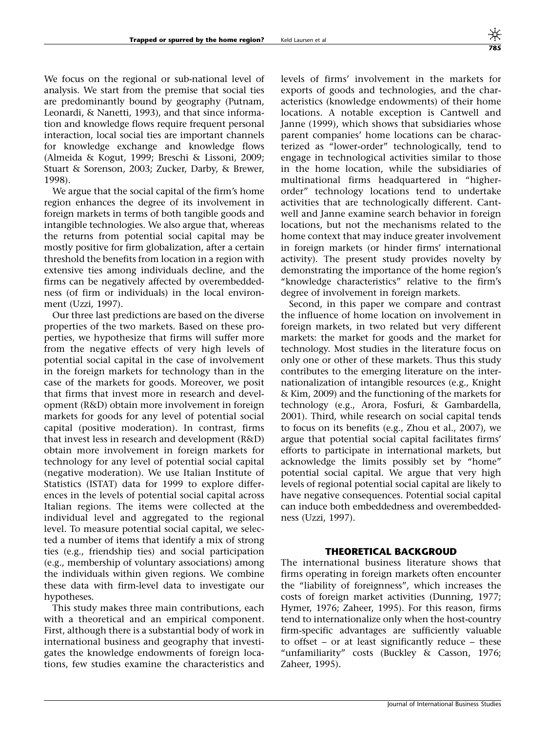We focus on the regional or sub-national level of analysis. We start from the premise that social ties are predominantly bound by geography (Putnam, Leonardi, & Nanetti, 1993), and that since information and knowledge flows require frequent personal interaction, local social ties are important channels for knowledge exchange and knowledge flows (Almeida & Kogut, 1999; Breschi & Lissoni, 2009; Stuart & Sorenson, 2003; Zucker, Darby, & Brewer, 1998).

We argue that the social capital of the firm's home region enhances the degree of its involvement in foreign markets in terms of both tangible goods and intangible technologies. We also argue that, whereas the returns from potential social capital may be mostly positive for firm globalization, after a certain threshold the benefits from location in a region with extensive ties among individuals decline, and the firms can be negatively affected by overembeddedness (of firm or individuals) in the local environment (Uzzi, 1997).

Our three last predictions are based on the diverse properties of the two markets. Based on these properties, we hypothesize that firms will suffer more from the negative effects of very high levels of potential social capital in the case of involvement in the foreign markets for technology than in the case of the markets for goods. Moreover, we posit that firms that invest more in research and development (R&D) obtain more involvement in foreign markets for goods for any level of potential social capital (positive moderation). In contrast, firms that invest less in research and development (R&D) obtain more involvement in foreign markets for technology for any level of potential social capital (negative moderation). We use Italian Institute of Statistics (ISTAT) data for 1999 to explore differences in the levels of potential social capital across Italian regions. The items were collected at the individual level and aggregated to the regional level. To measure potential social capital, we selected a number of items that identify a mix of strong ties (e.g., friendship ties) and social participation (e.g., membership of voluntary associations) among the individuals within given regions. We combine these data with firm-level data to investigate our hypotheses.

This study makes three main contributions, each with a theoretical and an empirical component. First, although there is a substantial body of work in international business and geography that investigates the knowledge endowments of foreign locations, few studies examine the characteristics and levels of firms' involvement in the markets for exports of goods and technologies, and the characteristics (knowledge endowments) of their home locations. A notable exception is Cantwell and Janne (1999), which shows that subsidiaries whose parent companies' home locations can be characterized as "lower-order" technologically, tend to engage in technological activities similar to those in the home location, while the subsidiaries of multinational firms headquartered in "higher-order" technology locations tend to undertake activities that are technologically different. Cantwell and Janne examine search behavior in foreign locations, but not the mechanisms related to the home context that may induce greater involvement in foreign markets (or hinder firms' international activity). The present study provides novelty by demonstrating the importance of the home region's "knowledge characteristics" relative to the firm's degree of involvement in foreign markets.

Second, in this paper we compare and contrast the influence of home location on involvement in foreign markets, in two related but very different markets: the market for goods and the market for technology. Most studies in the literature focus on only one or other of these markets. Thus this study contributes to the emerging literature on the internationalization of intangible resources (e.g., Knight & Kim, 2009) and the functioning of the markets for technology (e.g., Arora, Fosfuri, & Gambardella, 2001). Third, while research on social capital tends to focus on its benefits (e.g., Zhou et al., 2007), we argue that potential social capital facilitates firms' efforts to participate in international markets, but acknowledge the limits possibly set by "home" potential social capital. We argue that very high levels of regional potential social capital are likely to have negative consequences. Potential social capital can induce both embeddedness and overembeddedness (Uzzi, 1997).

## THEORETICAL BACKGROUD

The international business literature shows that firms operating in foreign markets often encounter the "liability of foreignness", which increases the costs of foreign market activities (Dunning, 1977; Hymer, 1976; Zaheer, 1995). For this reason, firms tend to internationalize only when the host-country firm-specific advantages are sufficiently valuable to offset – or at least significantly reduce – these "unfamiliarity" costs (Buckley & Casson, 1976; Zaheer, 1995).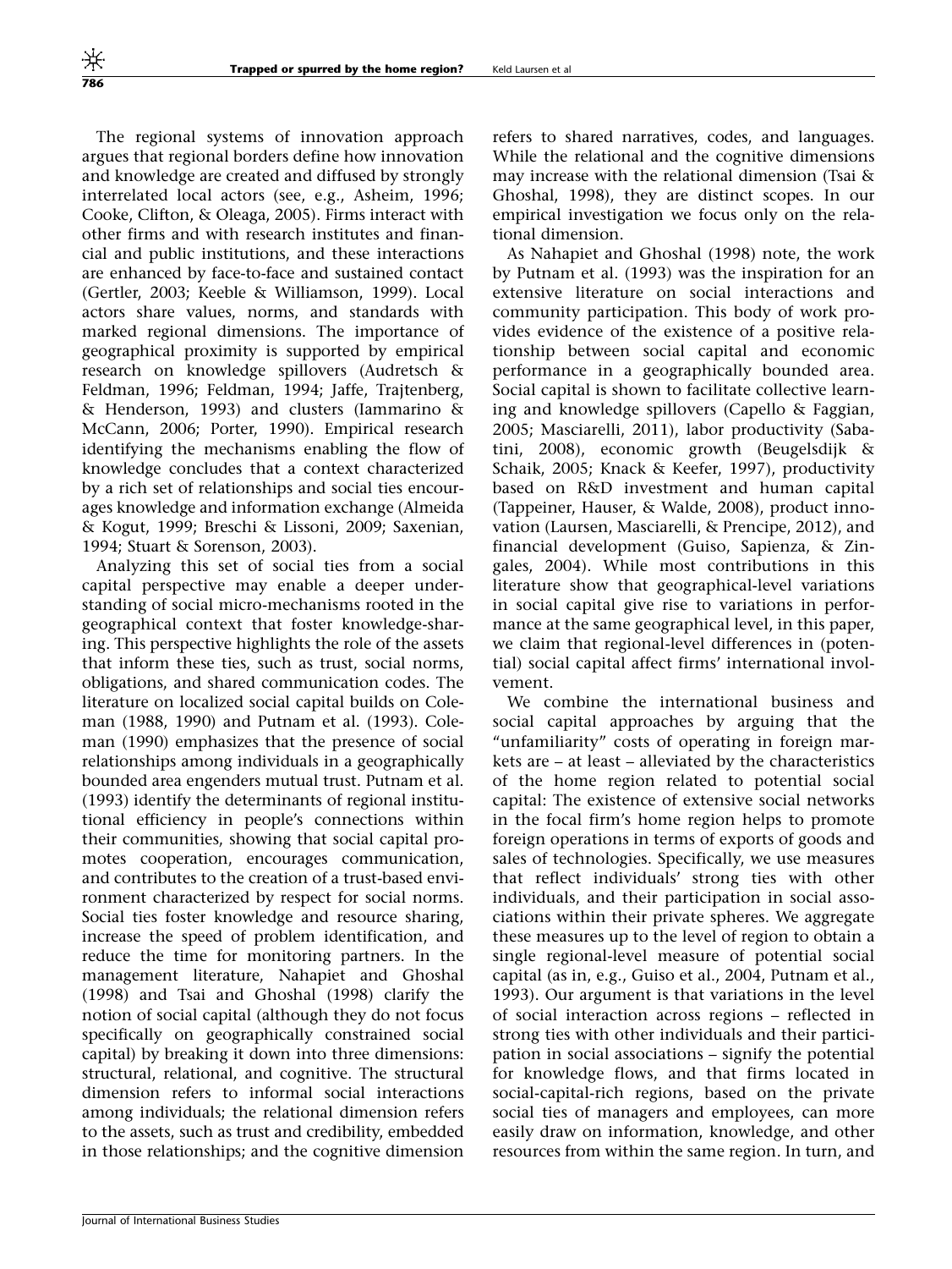The regional systems of innovation approach argues that regional borders define how innovation and knowledge are created and diffused by strongly interrelated local actors (see, e.g., Asheim, 1996; Cooke, Clifton, & Oleaga, 2005). Firms interact with other firms and with research institutes and financial and public institutions, and these interactions are enhanced by face-to-face and sustained contact (Gertler, 2003; Keeble & Williamson, 1999). Local actors share values, norms, and standards with marked regional dimensions. The importance of geographical proximity is supported by empirical research on knowledge spillovers (Audretsch & Feldman, 1996; Feldman, 1994; Jaffe, Trajtenberg, & Henderson, 1993) and clusters (Iammarino & McCann, 2006; Porter, 1990). Empirical research identifying the mechanisms enabling the flow of knowledge concludes that a context characterized by a rich set of relationships and social ties encourages knowledge and information exchange (Almeida & Kogut, 1999; Breschi & Lissoni, 2009; Saxenian, 1994; Stuart & Sorenson, 2003).

Analyzing this set of social ties from a social capital perspective may enable a deeper understanding of social micro-mechanisms rooted in the geographical context that foster knowledge-sharing. This perspective highlights the role of the assets that inform these ties, such as trust, social norms, obligations, and shared communication codes. The literature on localized social capital builds on Coleman (1988, 1990) and Putnam et al. (1993). Coleman (1990) emphasizes that the presence of social relationships among individuals in a geographically bounded area engenders mutual trust. Putnam et al. (1993) identify the determinants of regional institutional efficiency in people's connections within their communities, showing that social capital promotes cooperation, encourages communication, and contributes to the creation of a trust-based environment characterized by respect for social norms. Social ties foster knowledge and resource sharing, increase the speed of problem identification, and reduce the time for monitoring partners. In the management literature, Nahapiet and Ghoshal (1998) and Tsai and Ghoshal (1998) clarify the notion of social capital (although they do not focus specifically on geographically constrained social capital) by breaking it down into three dimensions: structural, relational, and cognitive. The structural dimension refers to informal social interactions among individuals; the relational dimension refers to the assets, such as trust and credibility, embedded in those relationships; and the cognitive dimension refers to shared narratives, codes, and languages. While the relational and the cognitive dimensions may increase with the relational dimension (Tsai & Ghoshal, 1998), they are distinct scopes. In our empirical investigation we focus only on the relational dimension.

As Nahapiet and Ghoshal (1998) note, the work by Putnam et al. (1993) was the inspiration for an extensive literature on social interactions and community participation. This body of work provides evidence of the existence of a positive relationship between social capital and economic performance in a geographically bounded area. Social capital is shown to facilitate collective learning and knowledge spillovers (Capello & Faggian, 2005; Masciarelli, 2011), labor productivity (Sabatini, 2008), economic growth (Beugelsdijk & Schaik, 2005; Knack & Keefer, 1997), productivity based on R&D investment and human capital (Tappeiner, Hauser, & Walde, 2008), product innovation (Laursen, Masciarelli, & Prencipe, 2012), and financial development (Guiso, Sapienza, & Zingales, 2004). While most contributions in this literature show that geographical-level variations in social capital give rise to variations in performance at the same geographical level, in this paper, we claim that regional-level differences in (potential) social capital affect firms' international involvement.

We combine the international business and social capital approaches by arguing that the "unfamiliarity" costs of operating in foreign markets are – at least – alleviated by the characteristics of the home region related to potential social capital: The existence of extensive social networks in the focal firm's home region helps to promote foreign operations in terms of exports of goods and sales of technologies. Specifically, we use measures that reflect individuals' strong ties with other individuals, and their participation in social associations within their private spheres. We aggregate these measures up to the level of region to obtain a single regional-level measure of potential social capital (as in, e.g., Guiso et al., 2004, Putnam et al., 1993). Our argument is that variations in the level of social interaction across regions – reflected in strong ties with other individuals and their participation in social associations – signify the potential for knowledge flows, and that firms located in social-capital-rich regions, based on the private social ties of managers and employees, can more easily draw on information, knowledge, and other resources from within the same region. In turn, and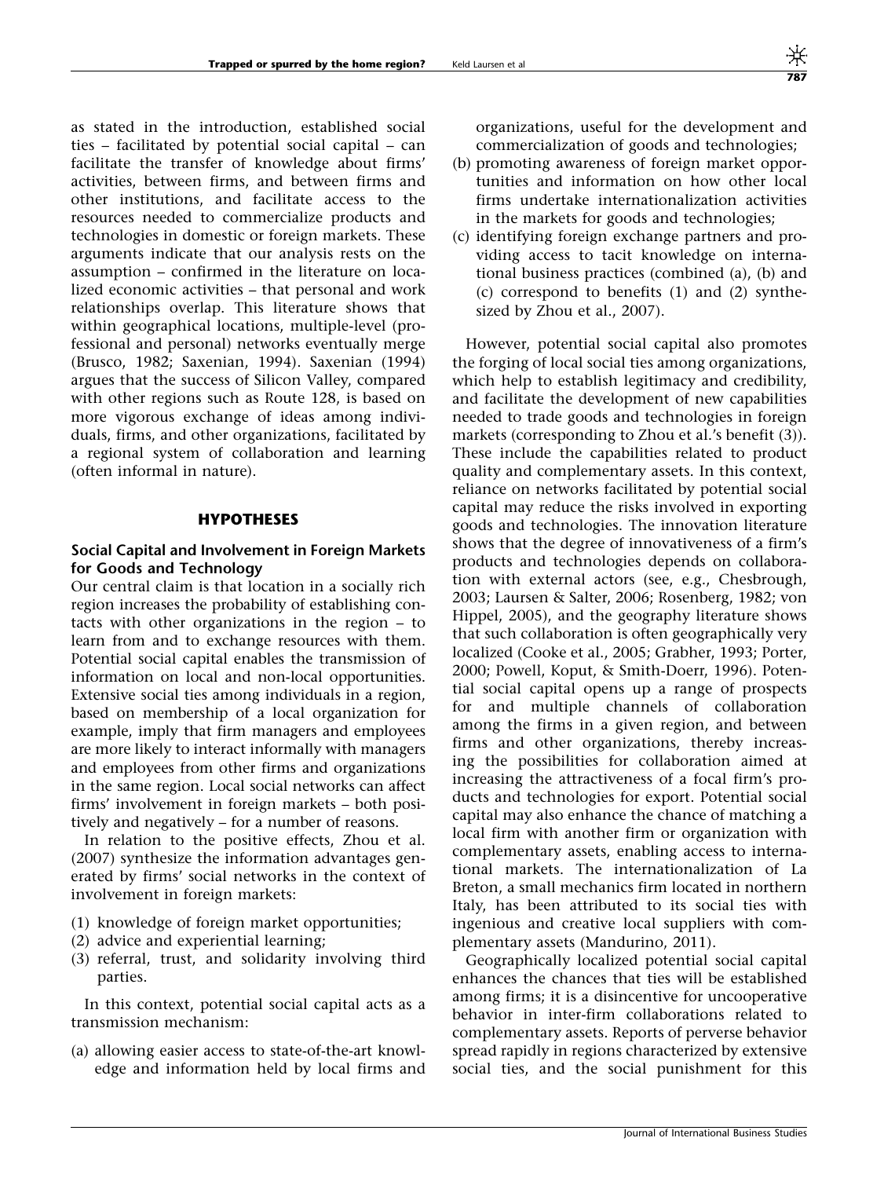as stated in the introduction, established social ties – facilitated by potential social capital – can facilitate the transfer of knowledge about firms' activities, between firms, and between firms and other institutions, and facilitate access to the resources needed to commercialize products and technologies in domestic or foreign markets. These arguments indicate that our analysis rests on the assumption – confirmed in the literature on localized economic activities – that personal and work relationships overlap. This literature shows that within geographical locations, multiple-level (professional and personal) networks eventually merge (Brusco, 1982; Saxenian, 1994). Saxenian (1994) argues that the success of Silicon Valley, compared with other regions such as Route 128, is based on more vigorous exchange of ideas among individuals, firms, and other organizations, facilitated by a regional system of collaboration and learning (often informal in nature).

## HYPOTHESES

### Social Capital and Involvement in Foreign Markets for Goods and Technology

Our central claim is that location in a socially rich region increases the probability of establishing contacts with other organizations in the region – to learn from and to exchange resources with them. Potential social capital enables the transmission of information on local and non-local opportunities. Extensive social ties among individuals in a region, based on membership of a local organization for example, imply that firm managers and employees are more likely to interact informally with managers and employees from other firms and organizations in the same region. Local social networks can affect firms' involvement in foreign markets – both positively and negatively – for a number of reasons.

In relation to the positive effects, Zhou et al. (2007) synthesize the information advantages generated by firms' social networks in the context of involvement in foreign markets:

(1) knowledge of foreign market opportunities;
(2) advice and experiential learning;
(3) referral, trust, and solidarity involving third parties.

In this context, potential social capital acts as a transmission mechanism:

(a) allowing easier access to state-of-the-art knowledge and information held by local firms and organizations, useful for the development and commercialization of goods and technologies;
(b) promoting awareness of foreign market opportunities and information on how other local firms undertake internationalization activities in the markets for goods and technologies;
(c) identifying foreign exchange partners and providing access to tacit knowledge on international business practices (combined (a), (b) and (c) correspond to benefits (1) and (2) synthesized by Zhou et al., 2007).

However, potential social capital also promotes the forging of local social ties among organizations, which help to establish legitimacy and credibility, and facilitate the development of new capabilities needed to trade goods and technologies in foreign markets (corresponding to Zhou et al.'s benefit (3)). These include the capabilities related to product quality and complementary assets. In this context, reliance on networks facilitated by potential social capital may reduce the risks involved in exporting goods and technologies. The innovation literature shows that the degree of innovativeness of a firm's products and technologies depends on collaboration with external actors (see, e.g., Chesbrough, 2003; Laursen & Salter, 2006; Rosenberg, 1982; von Hippel, 2005), and the geography literature shows that such collaboration is often geographically very localized (Cooke et al., 2005; Grabher, 1993; Porter, 2000; Powell, Koput, & Smith-Doerr, 1996). Potential social capital opens up a range of prospects for and multiple channels of collaboration among the firms in a given region, and between firms and other organizations, thereby increasing the possibilities for collaboration aimed at increasing the attractiveness of a focal firm's products and technologies for export. Potential social capital may also enhance the chance of matching a local firm with another firm or organization with complementary assets, enabling access to international markets. The internationalization of La Breton, a small mechanics firm located in northern Italy, has been attributed to its social ties with ingenious and creative local suppliers with complementary assets (Mandurino, 2011).

Geographically localized potential social capital enhances the chances that ties will be established among firms; it is a disincentive for uncooperative behavior in inter-firm collaborations related to complementary assets. Reports of perverse behavior spread rapidly in regions characterized by extensive social ties, and the social punishment for this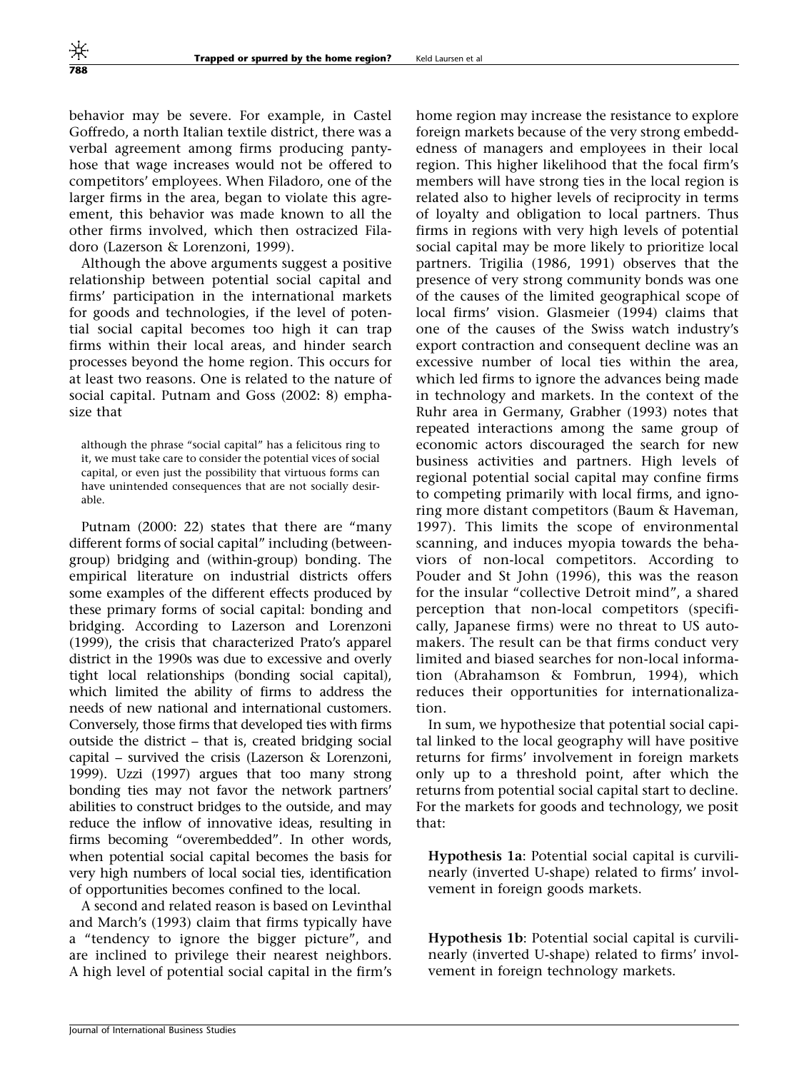behavior may be severe. For example, in Castel Goffredo, a north Italian textile district, there was a verbal agreement among firms producing pantyhose that wage increases would not be offered to competitors' employees. When Filadoro, one of the larger firms in the area, began to violate this agreement, this behavior was made known to all the other firms involved, which then ostracized Filadoro (Lazerson & Lorenzoni, 1999).

Although the above arguments suggest a positive relationship between potential social capital and firms' participation in the international markets for goods and technologies, if the level of potential social capital becomes too high it can trap firms within their local areas, and hinder search processes beyond the home region. This occurs for at least two reasons. One is related to the nature of social capital. Putnam and Goss (2002: 8) emphasize that

> although the phrase "social capital" has a felicitous ring to it, we must take care to consider the potential vices of social capital, or even just the possibility that virtuous forms can have unintended consequences that are not socially desirable.

Putnam (2000: 22) states that there are "many different forms of social capital" including (between-group) bridging and (within-group) bonding. The empirical literature on industrial districts offers some examples of the different effects produced by these primary forms of social capital: bonding and bridging. According to Lazerson and Lorenzoni (1999), the crisis that characterized Prato's apparel district in the 1990s was due to excessive and overly tight local relationships (bonding social capital), which limited the ability of firms to address the needs of new national and international customers. Conversely, those firms that developed ties with firms outside the district – that is, created bridging social capital – survived the crisis (Lazerson & Lorenzoni, 1999). Uzzi (1997) argues that too many strong bonding ties may not favor the network partners' abilities to construct bridges to the outside, and may reduce the inflow of innovative ideas, resulting in firms becoming "overembedded". In other words, when potential social capital becomes the basis for very high numbers of local social ties, identification of opportunities becomes confined to the local.

A second and related reason is based on Levinthal and March's (1993) claim that firms typically have a "tendency to ignore the bigger picture", and are inclined to privilege their nearest neighbors. A high level of potential social capital in the firm's home region may increase the resistance to explore foreign markets because of the very strong embeddedness of managers and employees in their local region. This higher likelihood that the focal firm's members will have strong ties in the local region is related also to higher levels of reciprocity in terms of loyalty and obligation to local partners. Thus firms in regions with very high levels of potential social capital may be more likely to prioritize local partners. Trigilia (1986, 1991) observes that the presence of very strong community bonds was one of the causes of the limited geographical scope of local firms' vision. Glasmeier (1994) claims that one of the causes of the Swiss watch industry's export contraction and consequent decline was an excessive number of local ties within the area, which led firms to ignore the advances being made in technology and markets. In the context of the Ruhr area in Germany, Grabher (1993) notes that repeated interactions among the same group of economic actors discouraged the search for new business activities and partners. High levels of regional potential social capital may confine firms to competing primarily with local firms, and ignoring more distant competitors (Baum & Haveman, 1997). This limits the scope of environmental scanning, and induces myopia towards the behaviors of non-local competitors. According to Pouder and St John (1996), this was the reason for the insular "collective Detroit mind", a shared perception that non-local competitors (specifically, Japanese firms) were no threat to US automakers. The result can be that firms conduct very limited and biased searches for non-local information (Abrahamson & Fombrun, 1994), which reduces their opportunities for internationalization.

In sum, we hypothesize that potential social capital linked to the local geography will have positive returns for firms' involvement in foreign markets only up to a threshold point, after which the returns from potential social capital start to decline. For the markets for goods and technology, we posit that:

**Hypothesis 1a**: Potential social capital is curvilinearly (inverted U-shape) related to firms' involvement in foreign goods markets.

**Hypothesis 1b**: Potential social capital is curvilinearly (inverted U-shape) related to firms' involvement in foreign technology markets.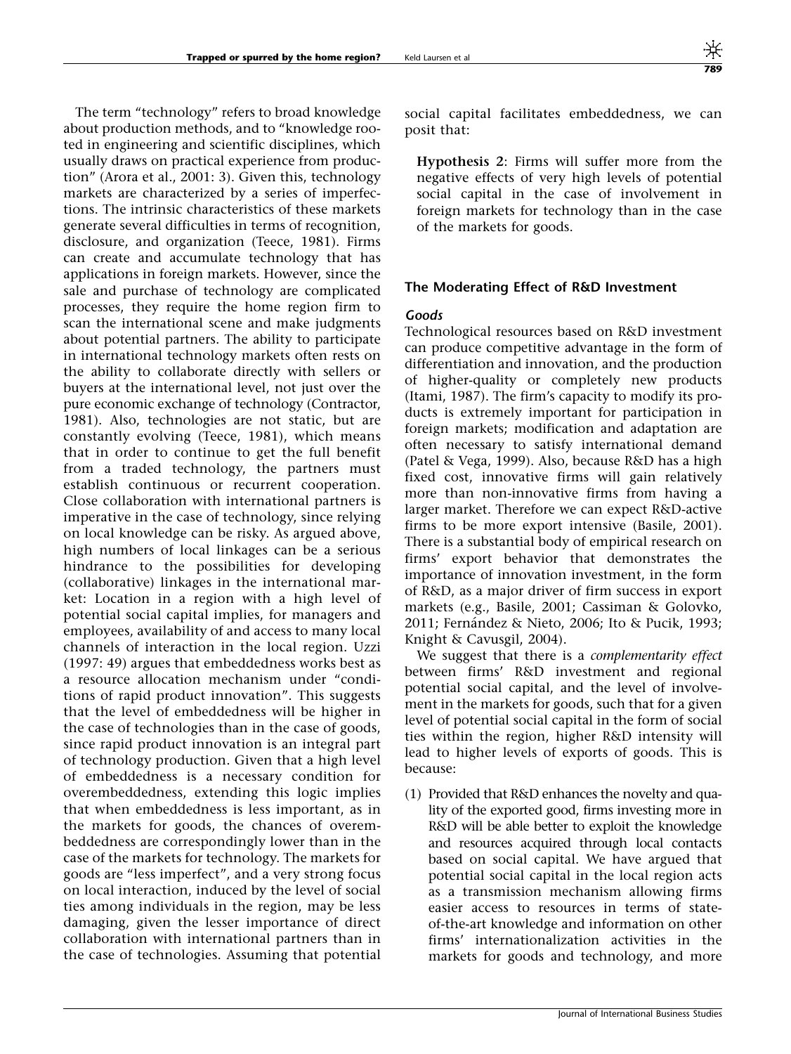The term "technology" refers to broad knowledge about production methods, and to "knowledge rooted in engineering and scientific disciplines, which usually draws on practical experience from production" (Arora et al., 2001: 3). Given this, technology markets are characterized by a series of imperfections. The intrinsic characteristics of these markets generate several difficulties in terms of recognition, disclosure, and organization (Teece, 1981). Firms can create and accumulate technology that has applications in foreign markets. However, since the sale and purchase of technology are complicated processes, they require the home region firm to scan the international scene and make judgments about potential partners. The ability to participate in international technology markets often rests on the ability to collaborate directly with sellers or buyers at the international level, not just over the pure economic exchange of technology (Contractor, 1981). Also, technologies are not static, but are constantly evolving (Teece, 1981), which means that in order to continue to get the full benefit from a traded technology, the partners must establish continuous or recurrent cooperation. Close collaboration with international partners is imperative in the case of technology, since relying on local knowledge can be risky. As argued above, high numbers of local linkages can be a serious hindrance to the possibilities for developing (collaborative) linkages in the international market: Location in a region with a high level of potential social capital implies, for managers and employees, availability of and access to many local channels of interaction in the local region. Uzzi (1997: 49) argues that embeddedness works best as a resource allocation mechanism under "conditions of rapid product innovation". This suggests that the level of embeddedness will be higher in the case of technologies than in the case of goods, since rapid product innovation is an integral part of technology production. Given that a high level of embeddedness is a necessary condition for overembeddedness, extending this logic implies that when embeddedness is less important, as in the markets for goods, the chances of overembeddedness are correspondingly lower than in the case of the markets for technology. The markets for goods are "less imperfect", and a very strong focus on local interaction, induced by the level of social ties among individuals in the region, may be less damaging, given the lesser importance of direct collaboration with international partners than in the case of technologies. Assuming that potential social capital facilitates embeddedness, we can posit that:

> **Hypothesis 2**: Firms will suffer more from the negative effects of very high levels of potential social capital in the case of involvement in foreign markets for technology than in the case of the markets for goods.

### The Moderating Effect of R&D Investment

#### *Goods*

Technological resources based on R&D investment can produce competitive advantage in the form of differentiation and innovation, and the production of higher-quality or completely new products (Itami, 1987). The firm's capacity to modify its products is extremely important for participation in foreign markets; modification and adaptation are often necessary to satisfy international demand (Patel & Vega, 1999). Also, because R&D has a high fixed cost, innovative firms will gain relatively more than non-innovative firms from having a larger market. Therefore we can expect R&D-active firms to be more export intensive (Basile, 2001). There is a substantial body of empirical research on firms' export behavior that demonstrates the importance of innovation investment, in the form of R&D, as a major driver of firm success in export markets (e.g., Basile, 2001; Cassiman & Golovko, 2011; Fernández & Nieto, 2006; Ito & Pucik, 1993; Knight & Cavusgil, 2004).

We suggest that there is a *complementarity effect* between firms' R&D investment and regional potential social capital, and the level of involvement in the markets for goods, such that for a given level of potential social capital in the form of social ties within the region, higher R&D intensity will lead to higher levels of exports of goods. This is because:

(1) Provided that R&D enhances the novelty and quality of the exported good, firms investing more in R&D will be able better to exploit the knowledge and resources acquired through local contacts based on social capital. We have argued that potential social capital in the local region acts as a transmission mechanism allowing firms easier access to resources in terms of state-of-the-art knowledge and information on other firms' internationalization activities in the markets for goods and technology, and more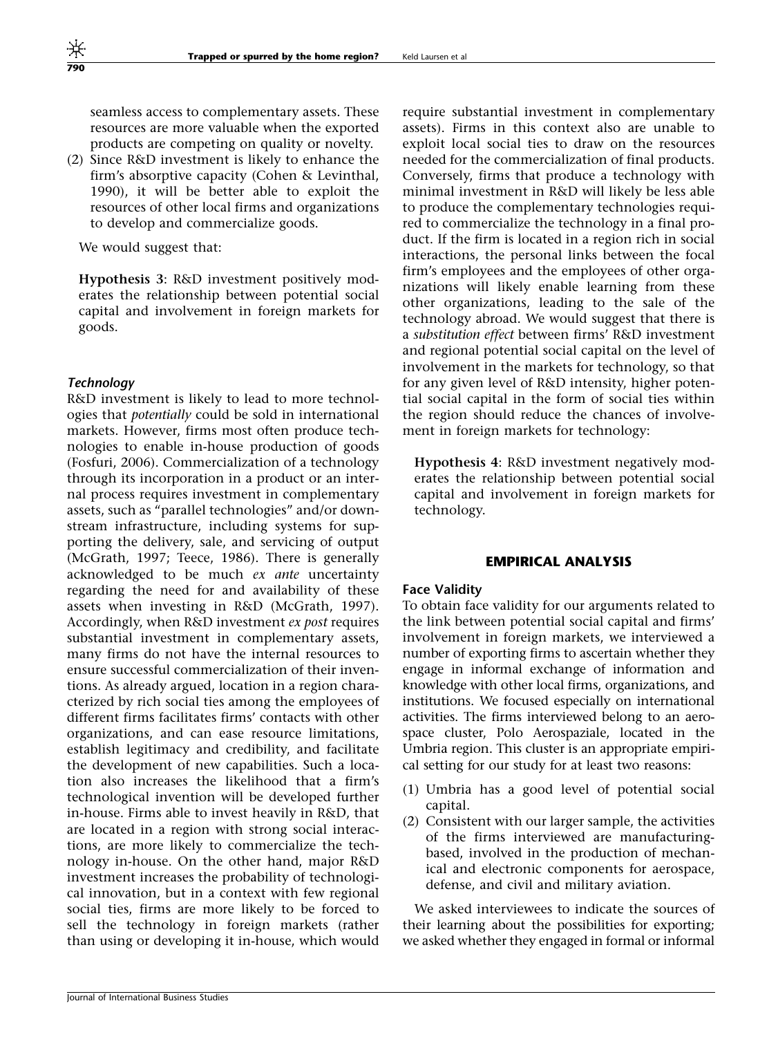seamless access to complementary assets. These resources are more valuable when the exported products are competing on quality or novelty.

(2) Since R&D investment is likely to enhance the firm's absorptive capacity (Cohen & Levinthal, 1990), it will be better able to exploit the resources of other local firms and organizations to develop and commercialize goods.

We would suggest that:

**Hypothesis 3**: R&D investment positively moderates the relationship between potential social capital and involvement in foreign markets for goods.

### *Technology*

R&D investment is likely to lead to more technologies that *potentially* could be sold in international markets. However, firms most often produce technologies to enable in-house production of goods (Fosfuri, 2006). Commercialization of a technology through its incorporation in a product or an internal process requires investment in complementary assets, such as "parallel technologies" and/or downstream infrastructure, including systems for supporting the delivery, sale, and servicing of output (McGrath, 1997; Teece, 1986). There is generally acknowledged to be much *ex ante* uncertainty regarding the need for and availability of these assets when investing in R&D (McGrath, 1997). Accordingly, when R&D investment *ex post* requires substantial investment in complementary assets, many firms do not have the internal resources to ensure successful commercialization of their inventions. As already argued, location in a region characterized by rich social ties among the employees of different firms facilitates firms' contacts with other organizations, and can ease resource limitations, establish legitimacy and credibility, and facilitate the development of new capabilities. Such a location also increases the likelihood that a firm's technological invention will be developed further in-house. Firms able to invest heavily in R&D, that are located in a region with strong social interactions, are more likely to commercialize the technology in-house. On the other hand, major R&D investment increases the probability of technological innovation, but in a context with few regional social ties, firms are more likely to be forced to sell the technology in foreign markets (rather than using or developing it in-house, which would require substantial investment in complementary assets). Firms in this context also are unable to exploit local social ties to draw on the resources needed for the commercialization of final products. Conversely, firms that produce a technology with minimal investment in R&D will likely be less able to produce the complementary technologies required to commercialize the technology in a final product. If the firm is located in a region rich in social interactions, the personal links between the focal firm's employees and the employees of other organizations will likely enable learning from these other organizations, leading to the sale of the technology abroad. We would suggest that there is a *substitution effect* between firms' R&D investment and regional potential social capital on the level of involvement in the markets for technology, so that for any given level of R&D intensity, higher potential social capital in the form of social ties within the region should reduce the chances of involvement in foreign markets for technology:

**Hypothesis 4**: R&D investment negatively moderates the relationship between potential social capital and involvement in foreign markets for technology.

## EMPIRICAL ANALYSIS

### Face Validity

To obtain face validity for our arguments related to the link between potential social capital and firms' involvement in foreign markets, we interviewed a number of exporting firms to ascertain whether they engage in informal exchange of information and knowledge with other local firms, organizations, and institutions. We focused especially on international activities. The firms interviewed belong to an aerospace cluster, Polo Aerospaziale, located in the Umbria region. This cluster is an appropriate empirical setting for our study for at least two reasons:

(1) Umbria has a good level of potential social capital.

(2) Consistent with our larger sample, the activities of the firms interviewed are manufacturing-based, involved in the production of mechanical and electronic components for aerospace, defense, and civil and military aviation.

We asked interviewees to indicate the sources of their learning about the possibilities for exporting; we asked whether they engaged in formal or informal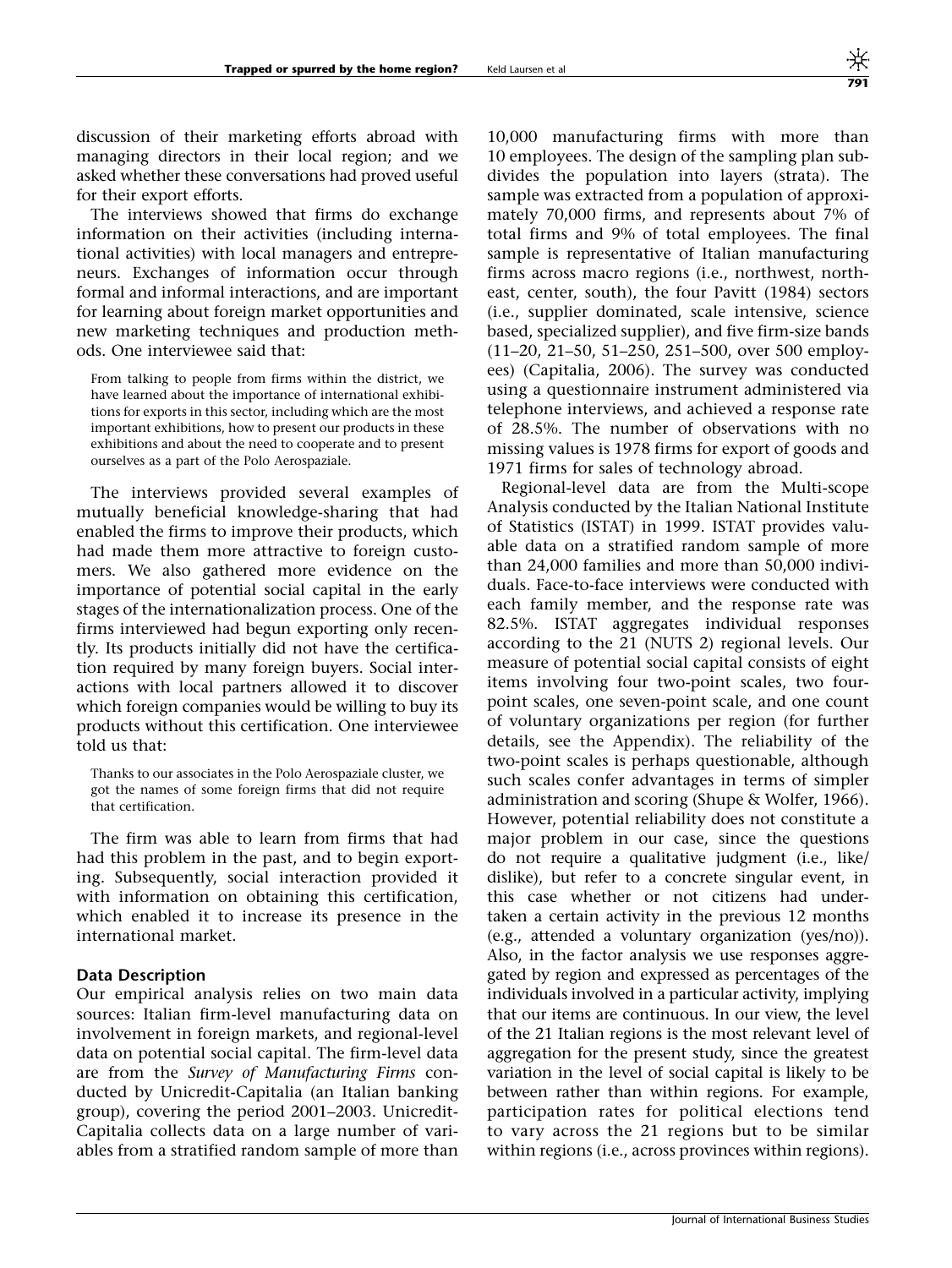discussion of their marketing efforts abroad with managing directors in their local region; and we asked whether these conversations had proved useful for their export efforts.

The interviews showed that firms do exchange information on their activities (including international activities) with local managers and entrepreneurs. Exchanges of information occur through formal and informal interactions, and are important for learning about foreign market opportunities and new marketing techniques and production methods. One interviewee said that:

> From talking to people from firms within the district, we have learned about the importance of international exhibitions for exports in this sector, including which are the most important exhibitions, how to present our products in these exhibitions and about the need to cooperate and to present ourselves as a part of the Polo Aerospaziale.

The interviews provided several examples of mutually beneficial knowledge-sharing that had enabled the firms to improve their products, which had made them more attractive to foreign customers. We also gathered more evidence on the importance of potential social capital in the early stages of the internationalization process. One of the firms interviewed had begun exporting only recently. Its products initially did not have the certification required by many foreign buyers. Social interactions with local partners allowed it to discover which foreign companies would be willing to buy its products without this certification. One interviewee told us that:

> Thanks to our associates in the Polo Aerospaziale cluster, we got the names of some foreign firms that did not require that certification.

The firm was able to learn from firms that had had this problem in the past, and to begin exporting. Subsequently, social interaction provided it with information on obtaining this certification, which enabled it to increase its presence in the international market.

### Data Description

Our empirical analysis relies on two main data sources: Italian firm-level manufacturing data on involvement in foreign markets, and regional-level data on potential social capital. The firm-level data are from the *Survey of Manufacturing Firms* conducted by Unicredit-Capitalia (an Italian banking group), covering the period 2001–2003. Unicredit-Capitalia collects data on a large number of variables from a stratified random sample of more than 10,000 manufacturing firms with more than 10 employees. The design of the sampling plan subdivides the population into layers (strata). The sample was extracted from a population of approximately 70,000 firms, and represents about 7% of total firms and 9% of total employees. The final sample is representative of Italian manufacturing firms across macro regions (i.e., northwest, northeast, center, south), the four Pavitt (1984) sectors (i.e., supplier dominated, scale intensive, science based, specialized supplier), and five firm-size bands (11–20, 21–50, 51–250, 251–500, over 500 employees) (Capitalia, 2006). The survey was conducted using a questionnaire instrument administered via telephone interviews, and achieved a response rate of 28.5%. The number of observations with no missing values is 1978 firms for export of goods and 1971 firms for sales of technology abroad.

Regional-level data are from the Multi-scope Analysis conducted by the Italian National Institute of Statistics (ISTAT) in 1999. ISTAT provides valuable data on a stratified random sample of more than 24,000 families and more than 50,000 individuals. Face-to-face interviews were conducted with each family member, and the response rate was 82.5%. ISTAT aggregates individual responses according to the 21 (NUTS 2) regional levels. Our measure of potential social capital consists of eight items involving four two-point scales, two four-point scales, one seven-point scale, and one count of voluntary organizations per region (for further details, see the Appendix). The reliability of the two-point scales is perhaps questionable, although such scales confer advantages in terms of simpler administration and scoring (Shupe & Wolfer, 1966). However, potential reliability does not constitute a major problem in our case, since the questions do not require a qualitative judgment (i.e., like/dislike), but refer to a concrete singular event, in this case whether or not citizens had undertaken a certain activity in the previous 12 months (e.g., attended a voluntary organization (yes/no)). Also, in the factor analysis we use responses aggregated by region and expressed as percentages of the individuals involved in a particular activity, implying that our items are continuous. In our view, the level of the 21 Italian regions is the most relevant level of aggregation for the present study, since the greatest variation in the level of social capital is likely to be between rather than within regions. For example, participation rates for political elections tend to vary across the 21 regions but to be similar within regions (i.e., across provinces within regions).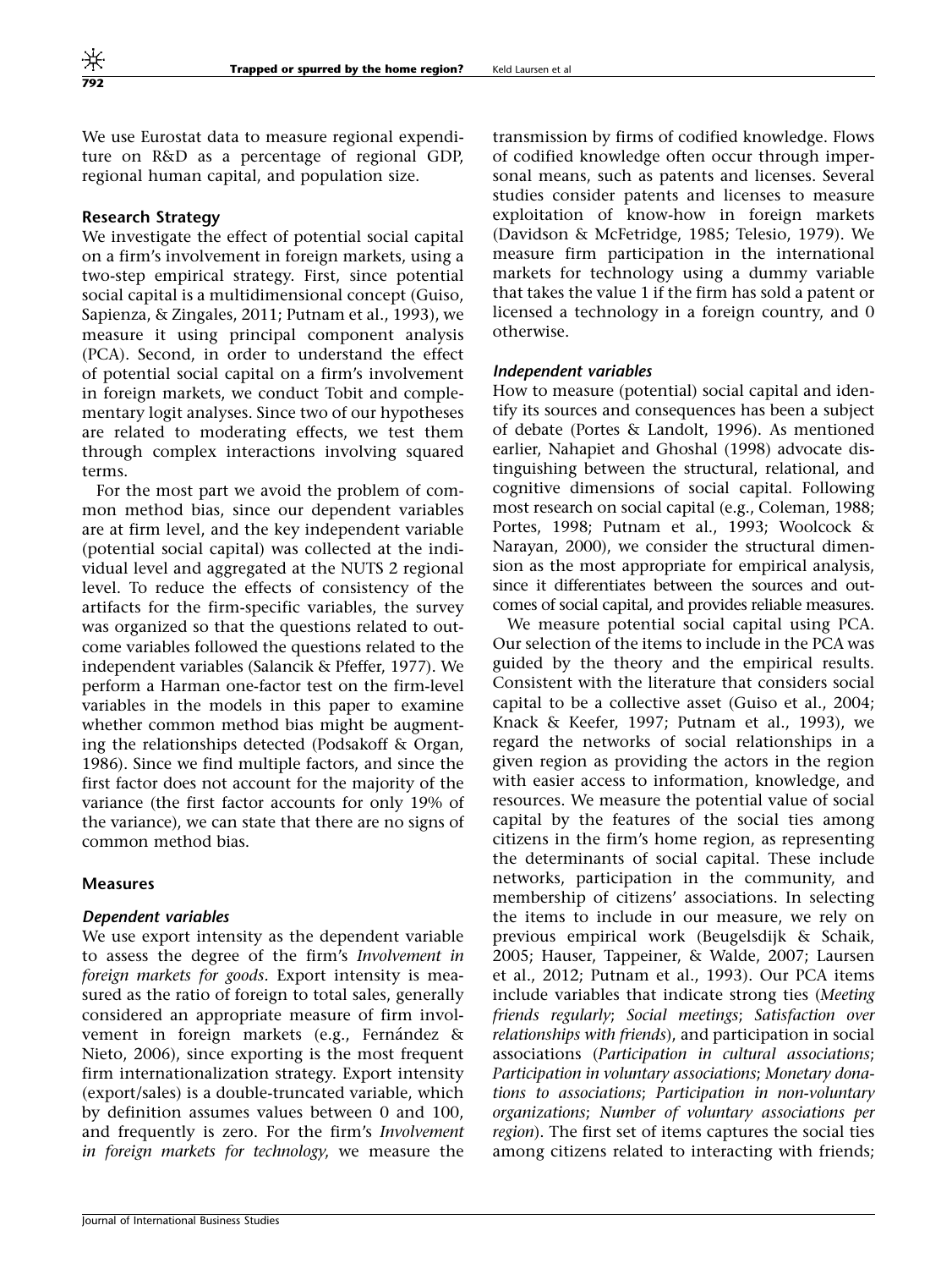We use Eurostat data to measure regional expenditure on R&D as a percentage of regional GDP, regional human capital, and population size.

### Research Strategy

We investigate the effect of potential social capital on a firm's involvement in foreign markets, using a two-step empirical strategy. First, since potential social capital is a multidimensional concept (Guiso, Sapienza, & Zingales, 2011; Putnam et al., 1993), we measure it using principal component analysis (PCA). Second, in order to understand the effect of potential social capital on a firm's involvement in foreign markets, we conduct Tobit and complementary logit analyses. Since two of our hypotheses are related to moderating effects, we test them through complex interactions involving squared terms.

For the most part we avoid the problem of common method bias, since our dependent variables are at firm level, and the key independent variable (potential social capital) was collected at the individual level and aggregated at the NUTS 2 regional level. To reduce the effects of consistency of the artifacts for the firm-specific variables, the survey was organized so that the questions related to outcome variables followed the questions related to the independent variables (Salancik & Pfeffer, 1977). We perform a Harman one-factor test on the firm-level variables in the models in this paper to examine whether common method bias might be augmenting the relationships detected (Podsakoff & Organ, 1986). Since we find multiple factors, and since the first factor does not account for the majority of the variance (the first factor accounts for only 19% of the variance), we can state that there are no signs of common method bias.

### Measures

#### *Dependent variables*

We use export intensity as the dependent variable to assess the degree of the firm's *Involvement in foreign markets for goods*. Export intensity is measured as the ratio of foreign to total sales, generally considered an appropriate measure of firm involvement in foreign markets (e.g., Fernández & Nieto, 2006), since exporting is the most frequent firm internationalization strategy. Export intensity (export/sales) is a double-truncated variable, which by definition assumes values between 0 and 100, and frequently is zero. For the firm's *Involvement in foreign markets for technology*, we measure the transmission by firms of codified knowledge. Flows of codified knowledge often occur through impersonal means, such as patents and licenses. Several studies consider patents and licenses to measure exploitation of know-how in foreign markets (Davidson & McFetridge, 1985; Telesio, 1979). We measure firm participation in the international markets for technology using a dummy variable that takes the value 1 if the firm has sold a patent or licensed a technology in a foreign country, and 0 otherwise.

#### *Independent variables*

How to measure (potential) social capital and identify its sources and consequences has been a subject of debate (Portes & Landolt, 1996). As mentioned earlier, Nahapiet and Ghoshal (1998) advocate distinguishing between the structural, relational, and cognitive dimensions of social capital. Following most research on social capital (e.g., Coleman, 1988; Portes, 1998; Putnam et al., 1993; Woolcock & Narayan, 2000), we consider the structural dimension as the most appropriate for empirical analysis, since it differentiates between the sources and outcomes of social capital, and provides reliable measures.

We measure potential social capital using PCA. Our selection of the items to include in the PCA was guided by the theory and the empirical results. Consistent with the literature that considers social capital to be a collective asset (Guiso et al., 2004; Knack & Keefer, 1997; Putnam et al., 1993), we regard the networks of social relationships in a given region as providing the actors in the region with easier access to information, knowledge, and resources. We measure the potential value of social capital by the features of the social ties among citizens in the firm's home region, as representing the determinants of social capital. These include networks, participation in the community, and membership of citizens' associations. In selecting the items to include in our measure, we rely on previous empirical work (Beugelsdijk & Schaik, 2005; Hauser, Tappeiner, & Walde, 2007; Laursen et al., 2012; Putnam et al., 1993). Our PCA items include variables that indicate strong ties (*Meeting friends regularly*; *Social meetings*; *Satisfaction over relationships with friends*), and participation in social associations (*Participation in cultural associations*; *Participation in voluntary associations*; *Monetary donations to associations*; *Participation in non-voluntary organizations*; *Number of voluntary associations per region*). The first set of items captures the social ties among citizens related to interacting with friends;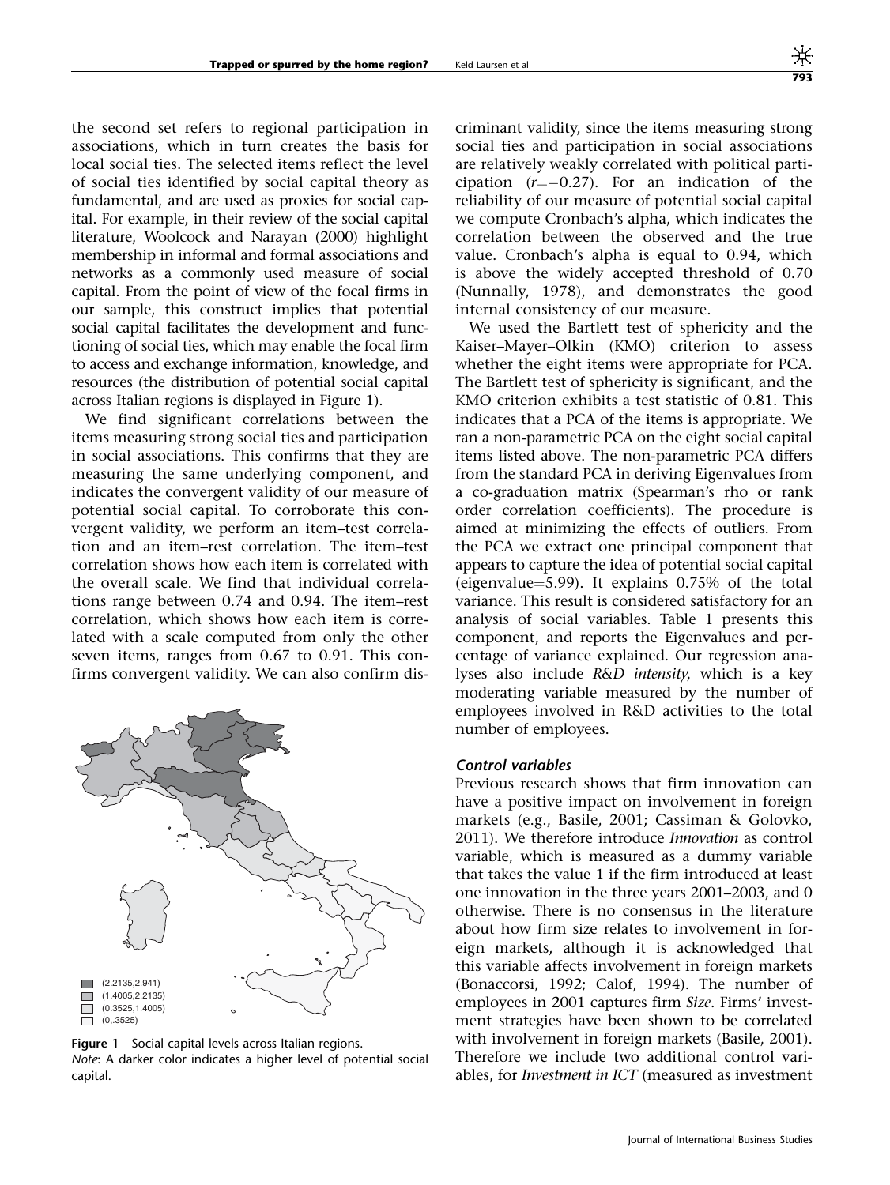the second set refers to regional participation in associations, which in turn creates the basis for local social ties. The selected items reflect the level of social ties identified by social capital theory as fundamental, and are used as proxies for social capital. For example, in their review of the social capital literature, Woolcock and Narayan (2000) highlight membership in informal and formal associations and networks as a commonly used measure of social capital. From the point of view of the focal firms in our sample, this construct implies that potential social capital facilitates the development and functioning of social ties, which may enable the focal firm to access and exchange information, knowledge, and resources (the distribution of potential social capital across Italian regions is displayed in Figure 1).

We find significant correlations between the items measuring strong social ties and participation in social associations. This confirms that they are measuring the same underlying component, and indicates the convergent validity of our measure of potential social capital. To corroborate this convergent validity, we perform an item–test correlation and an item–rest correlation. The item–test correlation shows how each item is correlated with the overall scale. We find that individual correlations range between 0.74 and 0.94. The item–rest correlation, which shows how each item is correlated with a scale computed from only the other seven items, ranges from 0.67 to 0.91. This confirms convergent validity. We can also confirm discriminant validity, since the items measuring strong social ties and participation in social associations are relatively weakly correlated with political participation ($r=-0.27$). For an indication of the reliability of our measure of potential social capital we compute Cronbach's alpha, which indicates the correlation between the observed and the true value. Cronbach's alpha is equal to 0.94, which is above the widely accepted threshold of 0.70 (Nunnally, 1978), and demonstrates the good internal consistency of our measure.

(2.2135,2.941)
(1.4005,2.2135)
(0.3525,1.4005)
(0,.3525)

**Figure 1** Social capital levels across Italian regions.
*Note*: A darker color indicates a higher level of potential social capital.

We used the Bartlett test of sphericity and the Kaiser–Mayer–Olkin (KMO) criterion to assess whether the eight items were appropriate for PCA. The Bartlett test of sphericity is significant, and the KMO criterion exhibits a test statistic of 0.81. This indicates that a PCA of the items is appropriate. We ran a non-parametric PCA on the eight social capital items listed above. The non-parametric PCA differs from the standard PCA in deriving Eigenvalues from a co-graduation matrix (Spearman's rho or rank order correlation coefficients). The procedure is aimed at minimizing the effects of outliers. From the PCA we extract one principal component that appears to capture the idea of potential social capital (eigenvalue=5.99). It explains 0.75% of the total variance. This result is considered satisfactory for an analysis of social variables. Table 1 presents this component, and reports the Eigenvalues and percentage of variance explained. Our regression analyses also include *R&D intensity*, which is a key moderating variable measured by the number of employees involved in R&D activities to the total number of employees.

### *Control variables*

Previous research shows that firm innovation can have a positive impact on involvement in foreign markets (e.g., Basile, 2001; Cassiman & Golovko, 2011). We therefore introduce *Innovation* as control variable, which is measured as a dummy variable that takes the value 1 if the firm introduced at least one innovation in the three years 2001–2003, and 0 otherwise. There is no consensus in the literature about how firm size relates to involvement in foreign markets, although it is acknowledged that this variable affects involvement in foreign markets (Bonaccorsi, 1992; Calof, 1994). The number of employees in 2001 captures firm *Size*. Firms' investment strategies have been shown to be correlated with involvement in foreign markets (Basile, 2001). Therefore we include two additional control variables, for *Investment in ICT* (measured as investment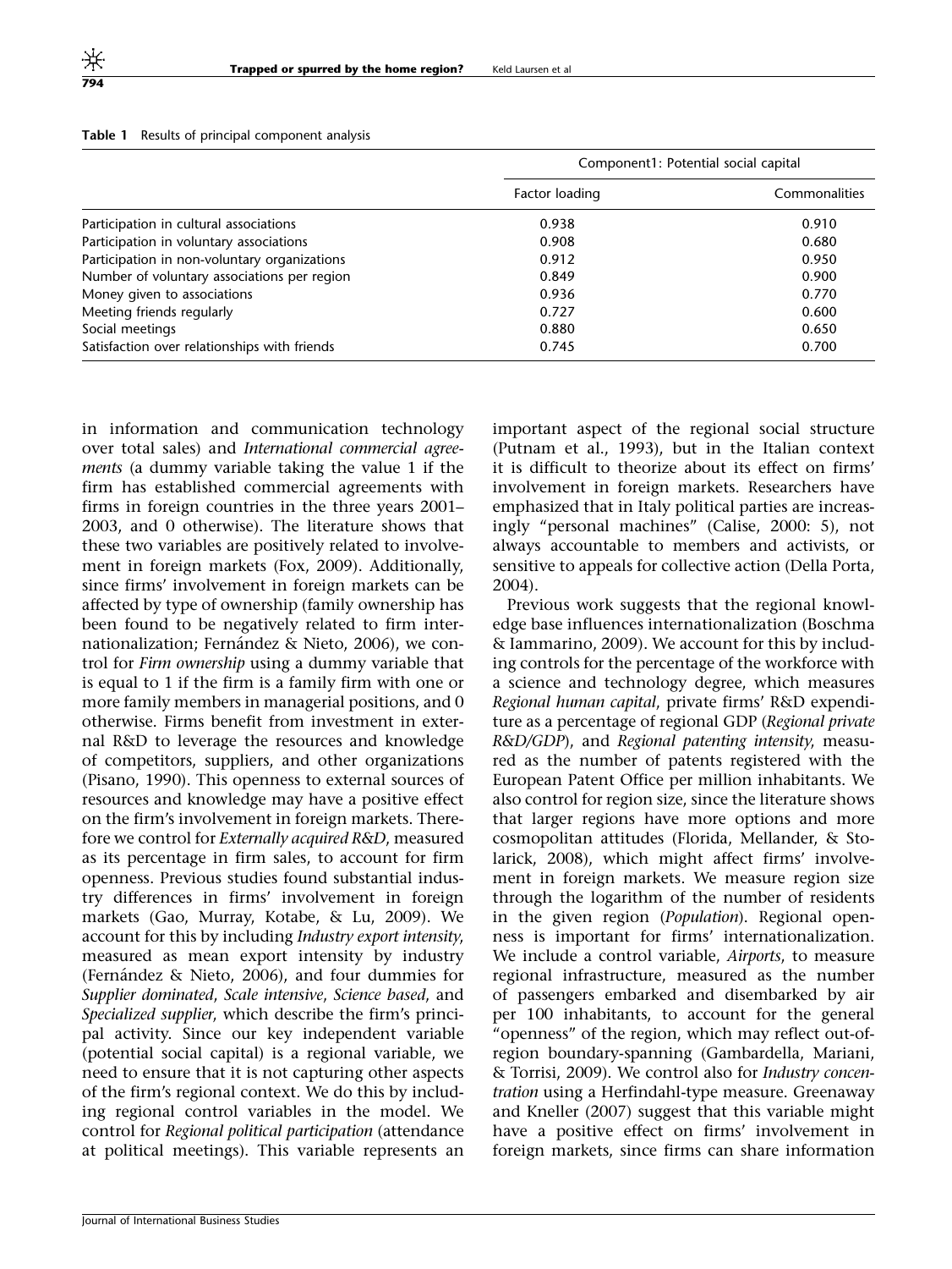**Table 1** Results of principal component analysis

| | Component1: Potential social capital | |
|---|---|---|
| | Factor loading | Commonalities |
| Participation in cultural associations | 0.938 | 0.910 |
| Participation in voluntary associations | 0.908 | 0.680 |
| Participation in non-voluntary organizations | 0.912 | 0.950 |
| Number of voluntary associations per region | 0.849 | 0.900 |
| Money given to associations | 0.936 | 0.770 |
| Meeting friends regularly | 0.727 | 0.600 |
| Social meetings | 0.880 | 0.650 |
| Satisfaction over relationships with friends | 0.745 | 0.700 |

in information and communication technology over total sales) and *International commercial agreements* (a dummy variable taking the value 1 if the firm has established commercial agreements with firms in foreign countries in the three years 2001–2003, and 0 otherwise). The literature shows that these two variables are positively related to involvement in foreign markets (Fox, 2009). Additionally, since firms' involvement in foreign markets can be affected by type of ownership (family ownership has been found to be negatively related to firm internationalization; Fernández & Nieto, 2006), we control for *Firm ownership* using a dummy variable that is equal to 1 if the firm is a family firm with one or more family members in managerial positions, and 0 otherwise. Firms benefit from investment in external R&D to leverage the resources and knowledge of competitors, suppliers, and other organizations (Pisano, 1990). This openness to external sources of resources and knowledge may have a positive effect on the firm's involvement in foreign markets. Therefore we control for *Externally acquired R&D*, measured as its percentage in firm sales, to account for firm openness. Previous studies found substantial industry differences in firms' involvement in foreign markets (Gao, Murray, Kotabe, & Lu, 2009). We account for this by including *Industry export intensity*, measured as mean export intensity by industry (Fernández & Nieto, 2006), and four dummies for *Supplier dominated*, *Scale intensive*, *Science based*, and *Specialized supplier*, which describe the firm's principal activity. Since our key independent variable (potential social capital) is a regional variable, we need to ensure that it is not capturing other aspects of the firm's regional context. We do this by including regional control variables in the model. We control for *Regional political participation* (attendance at political meetings). This variable represents an important aspect of the regional social structure (Putnam et al., 1993), but in the Italian context it is difficult to theorize about its effect on firms' involvement in foreign markets. Researchers have emphasized that in Italy political parties are increasingly "personal machines" (Calise, 2000: 5), not always accountable to members and activists, or sensitive to appeals for collective action (Della Porta, 2004).

Previous work suggests that the regional knowledge base influences internationalization (Boschma & Iammarino, 2009). We account for this by including controls for the percentage of the workforce with a science and technology degree, which measures *Regional human capital*, private firms' R&D expenditure as a percentage of regional GDP (*Regional private R&D/GDP*), and *Regional patenting intensity*, measured as the number of patents registered with the European Patent Office per million inhabitants. We also control for region size, since the literature shows that larger regions have more options and more cosmopolitan attitudes (Florida, Mellander, & Stolarick, 2008), which might affect firms' involvement in foreign markets. We measure region size through the logarithm of the number of residents in the given region (*Population*). Regional openness is important for firms' internationalization. We include a control variable, *Airports*, to measure regional infrastructure, measured as the number of passengers embarked and disembarked by air per 100 inhabitants, to account for the general "openness" of the region, which may reflect out-of-region boundary-spanning (Gambardella, Mariani, & Torrisi, 2009). We control also for *Industry concentration* using a Herfindahl-type measure. Greenaway and Kneller (2007) suggest that this variable might have a positive effect on firms' involvement in foreign markets, since firms can share information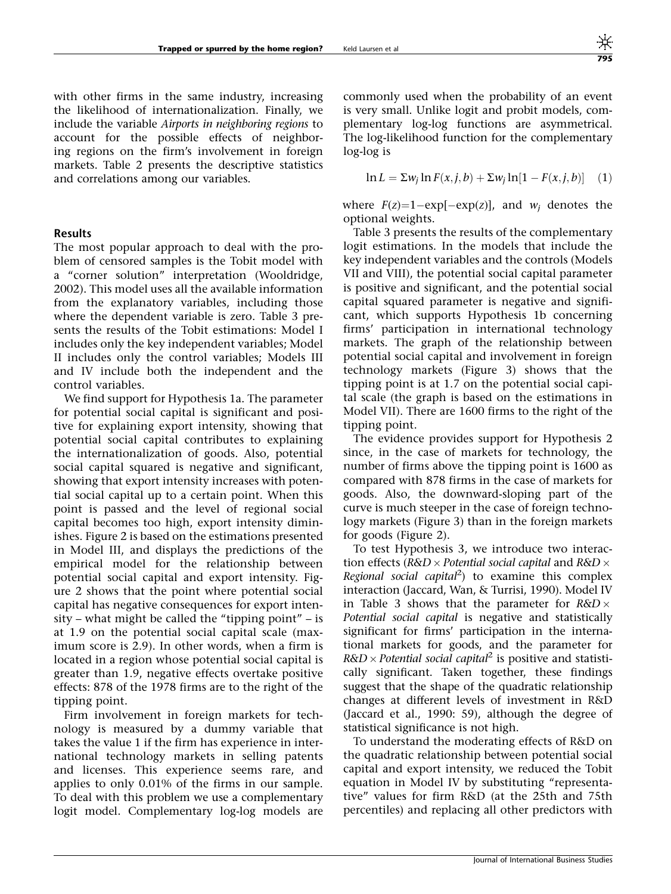with other firms in the same industry, increasing the likelihood of internationalization. Finally, we include the variable *Airports in neighboring regions* to account for the possible effects of neighboring regions on the firm's involvement in foreign markets. Table 2 presents the descriptive statistics and correlations among our variables.

### Results

The most popular approach to deal with the problem of censored samples is the Tobit model with a "corner solution" interpretation (Wooldridge, 2002). This model uses all the available information from the explanatory variables, including those where the dependent variable is zero. Table 3 presents the results of the Tobit estimations: Model I includes only the key independent variables; Model II includes only the control variables; Models III and IV include both the independent and the control variables.

We find support for Hypothesis 1a. The parameter for potential social capital is significant and positive for explaining export intensity, showing that potential social capital contributes to explaining the internationalization of goods. Also, potential social capital squared is negative and significant, showing that export intensity increases with potential social capital up to a certain point. When this point is passed and the level of regional social capital becomes too high, export intensity diminishes. Figure 2 is based on the estimations presented in Model III, and displays the predictions of the empirical model for the relationship between potential social capital and export intensity. Figure 2 shows that the point where potential social capital has negative consequences for export intensity – what might be called the "tipping point" – is at 1.9 on the potential social capital scale (maximum score is 2.9). In other words, when a firm is located in a region whose potential social capital is greater than 1.9, negative effects overtake positive effects: 878 of the 1978 firms are to the right of the tipping point.

Firm involvement in foreign markets for technology is measured by a dummy variable that takes the value 1 if the firm has experience in international technology markets in selling patents and licenses. This experience seems rare, and applies to only 0.01% of the firms in our sample. To deal with this problem we use a complementary logit model. Complementary log-log models are commonly used when the probability of an event is very small. Unlike logit and probit models, complementary log-log functions are asymmetrical. The log-likelihood function for the complementary log-log is

$$\ln L = \Sigma w_j \ln F(x, j, b) + \Sigma w_j \ln[1 - F(x, j, b)] \quad (1)$$

where $F(z) = 1 - \exp[-\exp(z)]$, and $w_j$ denotes the optional weights.

Table 3 presents the results of the complementary logit estimations. In the models that include the key independent variables and the controls (Models VII and VIII), the potential social capital parameter is positive and significant, and the potential social capital squared parameter is negative and significant, which supports Hypothesis 1b concerning firms' participation in international technology markets. The graph of the relationship between potential social capital and involvement in foreign technology markets (Figure 3) shows that the tipping point is at 1.7 on the potential social capital scale (the graph is based on the estimations in Model VII). There are 1600 firms to the right of the tipping point.

The evidence provides support for Hypothesis 2 since, in the case of markets for technology, the number of firms above the tipping point is 1600 as compared with 878 firms in the case of markets for goods. Also, the downward-sloping part of the curve is much steeper in the case of foreign technology markets (Figure 3) than in the foreign markets for goods (Figure 2).

To test Hypothesis 3, we introduce two interaction effects (*R&D × Potential social capital* and *R&D × Regional social capital*$^2$) to examine this complex interaction (Jaccard, Wan, & Turrisi, 1990). Model IV in Table 3 shows that the parameter for *R&D × Potential social capital* is negative and statistically significant for firms' participation in the international markets for goods, and the parameter for *R&D × Potential social capital*$^2$ is positive and statistically significant. Taken together, these findings suggest that the shape of the quadratic relationship changes at different levels of investment in R&D (Jaccard et al., 1990: 59), although the degree of statistical significance is not high.

To understand the moderating effects of R&D on the quadratic relationship between potential social capital and export intensity, we reduced the Tobit equation in Model IV by substituting "representative" values for firm R&D (at the 25th and 75th percentiles) and replacing all other predictors with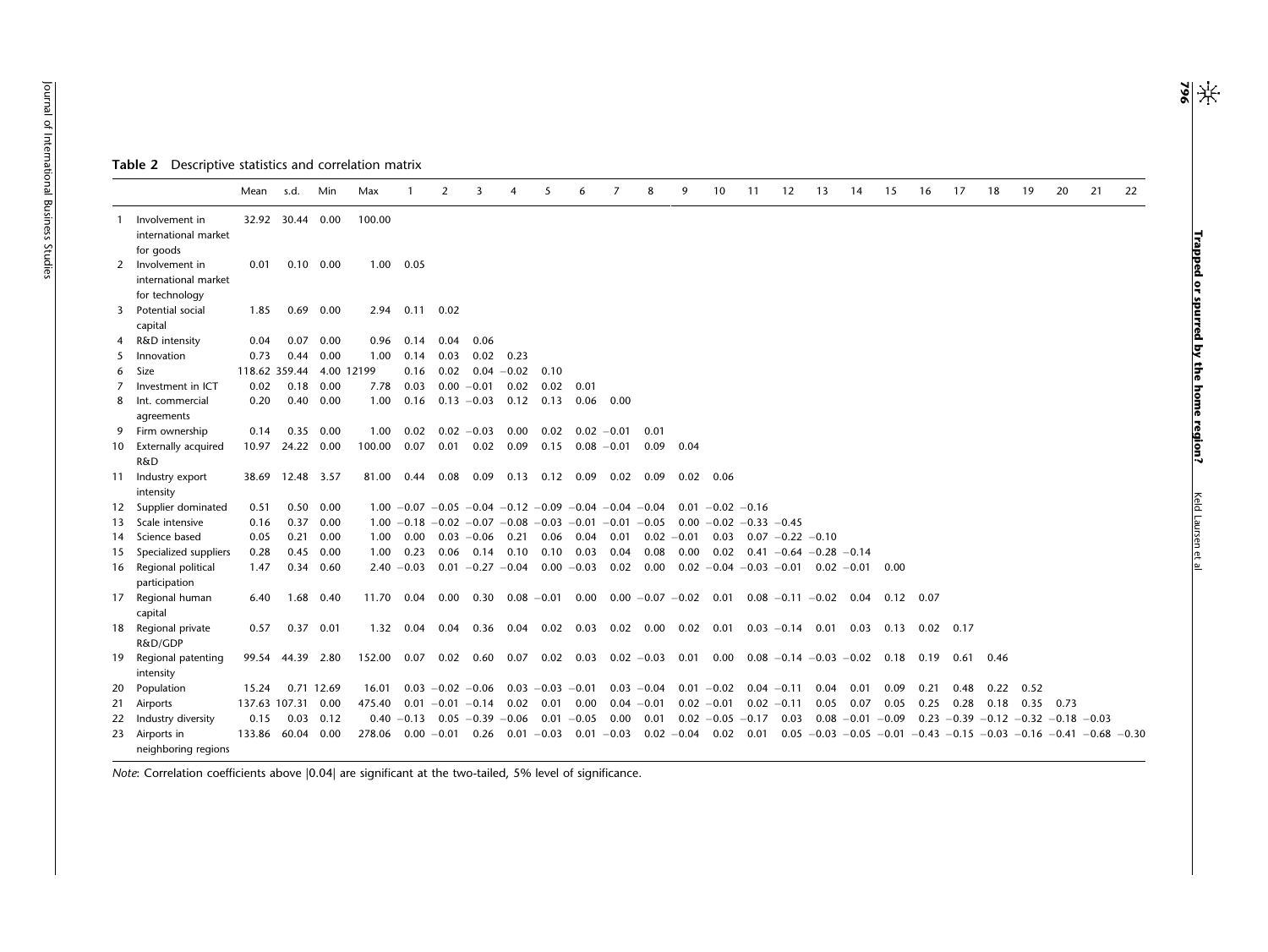**Table 2** Descriptive statistics and correlation matrix

| | | Mean | s.d. | Min | Max | 1 | 2 | 3 | 4 | 5 | 6 | 7 | 8 | 9 | 10 | 11 | 12 | 13 | 14 | 15 | 16 | 17 | 18 | 19 | 20 | 21 | 22 |
|---|---|---|---|---|---|---|---|---|---|---|---|---|---|---|---|---|---|---|---|---|---|---|---|---|---|---|---|
| 1 | Involvement in international market for goods | 32.92 | 30.44 | 0.00 | 100.00 | | | | | | | | | | | | | | | | | | | | | | |
| 2 | Involvement in international market for technology | 0.01 | 0.10 | 0.00 | 1.00 | 0.05 | | | | | | | | | | | | | | | | | | | | | |
| 3 | Potential social capital | 1.85 | 0.69 | 0.00 | 2.94 | 0.11 | 0.02 | | | | | | | | | | | | | | | | | | | | |
| 4 | R&D intensity | 0.04 | 0.07 | 0.00 | 0.96 | 0.14 | 0.04 | 0.06 | | | | | | | | | | | | | | | | | | | |
| 5 | Innovation | 0.73 | 0.44 | 0.00 | 1.00 | 0.14 | 0.03 | 0.02 | 0.23 | | | | | | | | | | | | | | | | | | |
| 6 | Size | 118.62 | 359.44 | 4.00 | 12199 | 0.16 | 0.02 | 0.04 | −0.02 | 0.10 | | | | | | | | | | | | | | | | | |
| 7 | Investment in ICT | 0.02 | 0.18 | 0.00 | 7.78 | 0.03 | 0.00 | −0.01 | 0.02 | 0.02 | 0.01 | | | | | | | | | | | | | | | | |
| 8 | Int. commercial agreements | 0.20 | 0.40 | 0.00 | 1.00 | 0.16 | 0.13 | −0.03 | 0.12 | 0.13 | 0.06 | 0.00 | | | | | | | | | | | | | | | |
| 9 | Firm ownership | 0.14 | 0.35 | 0.00 | 1.00 | 0.02 | 0.02 | −0.03 | 0.00 | 0.02 | 0.02 | −0.01 | 0.01 | | | | | | | | | | | | | | |
| 10 | Externally acquired R&D | 10.97 | 24.22 | 0.00 | 100.00 | 0.07 | 0.01 | 0.02 | 0.09 | 0.15 | 0.08 | −0.01 | 0.09 | 0.04 | | | | | | | | | | | | | |
| 11 | Industry export intensity | 38.69 | 12.48 | 3.57 | 81.00 | 0.44 | 0.08 | 0.09 | 0.13 | 0.12 | 0.09 | 0.02 | 0.09 | 0.02 | 0.06 | | | | | | | | | | | | |
| 12 | Supplier dominated | 0.51 | 0.50 | 0.00 | 1.00 | −0.07 | −0.05 | −0.04 | −0.12 | −0.09 | −0.04 | −0.04 | −0.04 | 0.01 | −0.02 | −0.16 | | | | | | | | | | | |
| 13 | Scale intensive | 0.16 | 0.37 | 0.00 | 1.00 | −0.18 | −0.02 | −0.07 | −0.08 | −0.03 | −0.01 | −0.01 | −0.05 | 0.00 | −0.02 | −0.33 | −0.45 | | | | | | | | | | |
| 14 | Science based | 0.05 | 0.21 | 0.00 | 1.00 | 0.00 | 0.03 | −0.06 | 0.21 | 0.06 | 0.04 | 0.01 | 0.02 | −0.01 | 0.03 | 0.07 | −0.22 | −0.10 | | | | | | | | | |
| 15 | Specialized suppliers | 0.28 | 0.45 | 0.00 | 1.00 | 0.23 | 0.06 | 0.14 | 0.10 | 0.10 | 0.03 | 0.04 | 0.08 | 0.00 | 0.02 | 0.41 | −0.64 | −0.28 | −0.14 | | | | | | | | |
| 16 | Regional political participation | 1.47 | 0.34 | 0.60 | 2.40 | −0.03 | 0.01 | −0.27 | −0.04 | 0.00 | −0.03 | 0.02 | 0.00 | 0.02 | −0.04 | −0.03 | −0.01 | 0.02 | −0.01 | 0.00 | | | | | | | |
| 17 | Regional human capital | 6.40 | 1.68 | 0.40 | 11.70 | 0.04 | 0.00 | 0.30 | 0.08 | −0.01 | 0.00 | 0.00 | −0.07 | −0.02 | 0.01 | 0.08 | −0.11 | −0.02 | 0.04 | 0.12 | 0.07 | | | | | | |
| 18 | Regional private R&D/GDP | 0.57 | 0.37 | 0.01 | 1.32 | 0.04 | 0.04 | 0.36 | 0.04 | 0.02 | 0.03 | 0.02 | 0.00 | 0.02 | 0.01 | 0.03 | −0.14 | 0.01 | 0.03 | 0.13 | 0.02 | 0.17 | | | | | |
| 19 | Regional patenting intensity | 99.54 | 44.39 | 2.80 | 152.00 | 0.07 | 0.02 | 0.60 | 0.07 | 0.02 | 0.03 | 0.02 | −0.03 | 0.01 | 0.00 | 0.08 | −0.14 | −0.03 | −0.02 | 0.18 | 0.19 | 0.61 | 0.46 | | | | |
| 20 | Population | 15.24 | 0.71 | 12.69 | 16.01 | 0.03 | −0.02 | −0.06 | 0.03 | −0.03 | −0.01 | 0.03 | −0.04 | 0.01 | −0.02 | 0.04 | −0.11 | 0.04 | 0.01 | 0.09 | 0.21 | 0.48 | 0.22 | 0.52 | | | |
| 21 | Airports | 137.63 | 107.31 | 0.00 | 475.40 | 0.01 | −0.01 | −0.14 | 0.02 | 0.01 | 0.00 | 0.04 | −0.01 | 0.02 | −0.01 | 0.02 | −0.11 | 0.05 | 0.07 | 0.05 | 0.25 | 0.28 | 0.18 | 0.35 | 0.73 | | |
| 22 | Industry diversity | 0.15 | 0.03 | 0.12 | 0.40 | −0.13 | 0.05 | −0.39 | −0.06 | 0.01 | −0.05 | 0.00 | 0.01 | 0.02 | −0.05 | −0.17 | 0.03 | 0.08 | −0.01 | −0.09 | 0.23 | −0.39 | −0.12 | −0.32 | −0.18 | −0.03 | |
| 23 | Airports in neighboring regions | 133.86 | 60.04 | 0.00 | 278.06 | 0.00 | −0.01 | 0.26 | 0.01 | −0.03 | 0.01 | −0.03 | 0.02 | −0.04 | 0.02 | 0.01 | 0.05 | −0.03 | −0.05 | −0.01 | −0.43 | −0.15 | −0.03 | −0.16 | −0.41 | −0.68 | −0.30 |

*Note*: Correlation coefficients above |0.04| are significant at the two-tailed, 5% level of significance.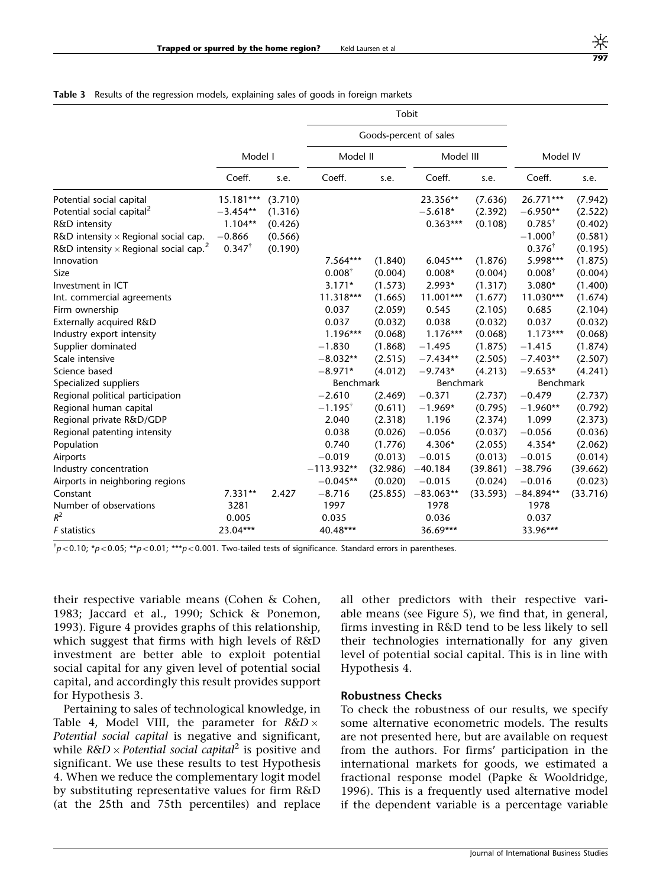**Table 3** Results of the regression models, explaining sales of goods in foreign markets

| | | | Tobit | | | | | |
|---|---|---|---|---|---|---|---|---|
| | | | Goods-percent of sales | | | | | |
| | Model I | | Model II | | Model III | | Model IV | |
| | Coeff. | s.e. | Coeff. | s.e. | Coeff. | s.e. | Coeff. | s.e. |
| Potential social capital | 15.181*** | (3.710) | | | 23.356** | (7.636) | 26.771*** | (7.942) |
| Potential social capital$^2$ | −3.454** | (1.316) | | | −5.618* | (2.392) | −6.950** | (2.522) |
| R&D intensity | 1.104** | (0.426) | | | 0.363*** | (0.108) | 0.785$^†$ | (0.402) |
| R&D intensity × Regional social cap. | −0.866 | (0.566) | | | | | −1.000$^†$ | (0.581) |
| R&D intensity × Regional social cap.$^2$ | 0.347$^†$ | (0.190) | | | | | 0.376$^†$ | (0.195) |
| Innovation | | | 7.564*** | (1.840) | 6.045*** | (1.876) | 5.998*** | (1.875) |
| Size | | | 0.008$^†$ | (0.004) | 0.008* | (0.004) | 0.008$^†$ | (0.004) |
| Investment in ICT | | | 3.171* | (1.573) | 2.993* | (1.317) | 3.080* | (1.400) |
| Int. commercial agreements | | | 11.318*** | (1.665) | 11.001*** | (1.677) | 11.030*** | (1.674) |
| Firm ownership | | | 0.037 | (2.059) | 0.545 | (2.105) | 0.685 | (2.104) |
| Externally acquired R&D | | | 0.037 | (0.032) | 0.038 | (0.032) | 0.037 | (0.032) |
| Industry export intensity | | | 1.196*** | (0.068) | 1.176*** | (0.068) | 1.173*** | (0.068) |
| Supplier dominated | | | −1.830 | (1.868) | −1.495 | (1.875) | −1.415 | (1.874) |
| Scale intensive | | | −8.032** | (2.515) | −7.434** | (2.505) | −7.403** | (2.507) |
| Science based | | | −8.971* | (4.012) | −9.743* | (4.213) | −9.653* | (4.241) |
| Specialized suppliers | | | Benchmark | | Benchmark | | Benchmark | |
| Regional political participation | | | −2.610 | (2.469) | −0.371 | (2.737) | −0.479 | (2.737) |
| Regional human capital | | | −1.195$^†$ | (0.611) | −1.969* | (0.795) | −1.960** | (0.792) |
| Regional private R&D/GDP | | | 2.040 | (2.318) | 1.196 | (2.374) | 1.099 | (2.373) |
| Regional patenting intensity | | | 0.038 | (0.026) | −0.056 | (0.037) | −0.056 | (0.036) |
| Population | | | 0.740 | (1.776) | 4.306* | (2.055) | 4.354* | (2.062) |
| Airports | | | −0.019 | (0.013) | −0.015 | (0.013) | −0.015 | (0.014) |
| Industry concentration | | | −113.932** | (32.986) | −40.184 | (39.861) | −38.796 | (39.662) |
| Airports in neighboring regions | | | −0.045** | (0.020) | −0.015 | (0.024) | −0.016 | (0.023) |
| Constant | 7.331** | 2.427 | −8.716 | (25.855) | −83.063** | (33.593) | −84.894** | (33.716) |
| Number of observations | 3281 | | 1997 | | 1978 | | 1978 | |
| $R^2$ | 0.005 | | 0.035 | | 0.036 | | 0.037 | |
| *F* statistics | 23.04*** | | 40.48*** | | 36.69*** | | 33.96*** | |

$^†p<0.10$; $^*p<0.05$; $^{**}p<0.01$; $^{***}p<0.001$. Two-tailed tests of significance. Standard errors in parentheses.

their respective variable means (Cohen & Cohen, 1983; Jaccard et al., 1990; Schick & Ponemon, 1993). Figure 4 provides graphs of this relationship, which suggest that firms with high levels of R&D investment are better able to exploit potential social capital for any given level of potential social capital, and accordingly this result provides support for Hypothesis 3.

Pertaining to sales of technological knowledge, in Table 4, Model VIII, the parameter for *R&D × Potential social capital* is negative and significant, while *R&D × Potential social capital*$^2$ is positive and significant. We use these results to test Hypothesis 4. When we reduce the complementary logit model by substituting representative values for firm R&D (at the 25th and 75th percentiles) and replace all other predictors with their respective variable means (see Figure 5), we find that, in general, firms investing in R&D tend to be less likely to sell their technologies internationally for any given level of potential social capital. This is in line with Hypothesis 4.

### Robustness Checks

To check the robustness of our results, we specify some alternative econometric models. The results are not presented here, but are available on request from the authors. For firms' participation in the international markets for goods, we estimated a fractional response model (Papke & Wooldridge, 1996). This is a frequently used alternative model if the dependent variable is a percentage variable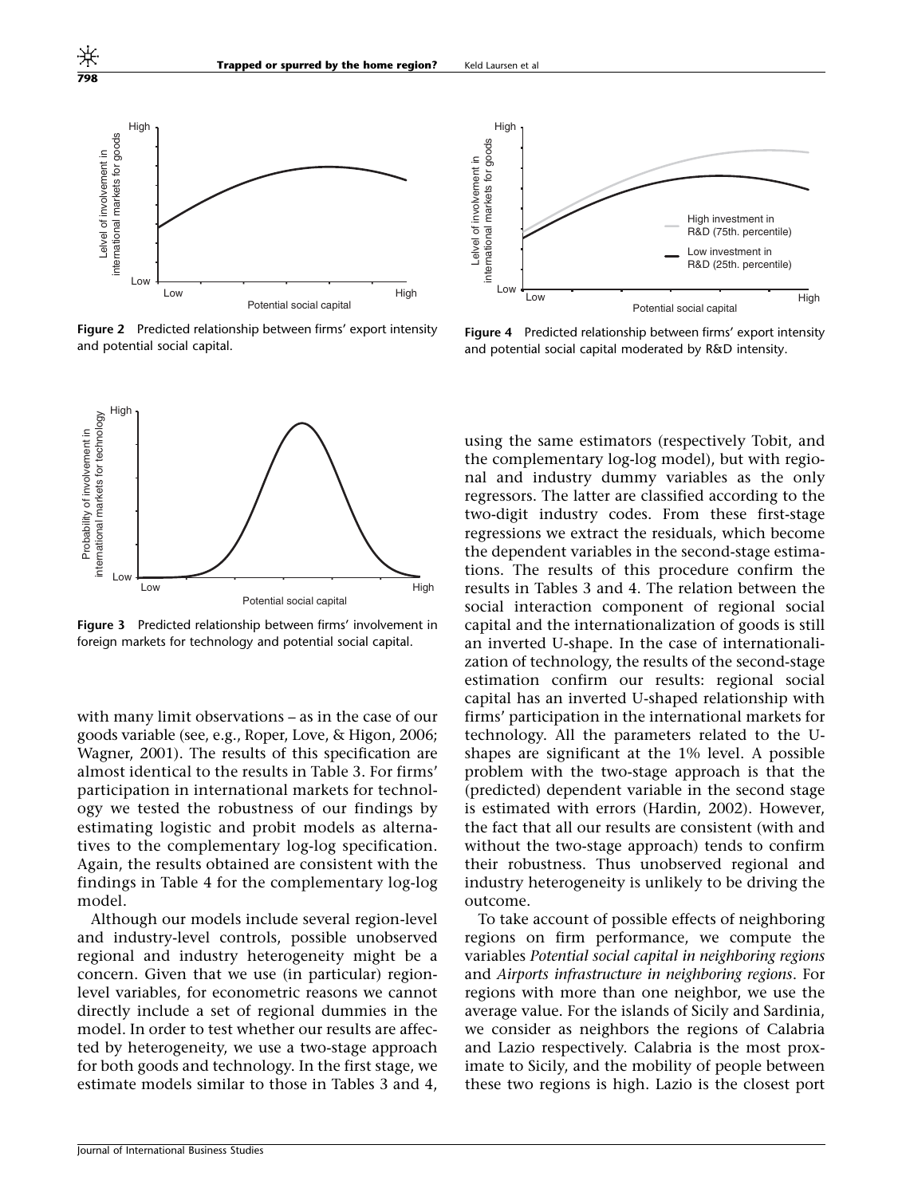Figure 2 Predicted relationship between firms' export intensity and potential social capital.

Figure 4 Predicted relationship between firms' export intensity and potential social capital moderated by R&D intensity.

Figure 3 Predicted relationship between firms' involvement in foreign markets for technology and potential social capital.

with many limit observations – as in the case of our goods variable (see, e.g., Roper, Love, & Higon, 2006; Wagner, 2001). The results of this specification are almost identical to the results in Table 3. For firms' participation in international markets for technology we tested the robustness of our findings by estimating logistic and probit models as alternatives to the complementary log-log specification. Again, the results obtained are consistent with the findings in Table 4 for the complementary log-log model.

Although our models include several region-level and industry-level controls, possible unobserved regional and industry heterogeneity might be a concern. Given that we use (in particular) region-level variables, for econometric reasons we cannot directly include a set of regional dummies in the model. In order to test whether our results are affected by heterogeneity, we use a two-stage approach for both goods and technology. In the first stage, we estimate models similar to those in Tables 3 and 4, using the same estimators (respectively Tobit, and the complementary log-log model), but with regional and industry dummy variables as the only regressors. The latter are classified according to the two-digit industry codes. From these first-stage regressions we extract the residuals, which become the dependent variables in the second-stage estimations. The results of this procedure confirm the results in Tables 3 and 4. The relation between the social interaction component of regional social capital and the internationalization of goods is still an inverted U-shape. In the case of internationalization of technology, the results of the second-stage estimation confirm our results: regional social capital has an inverted U-shaped relationship with firms' participation in the international markets for technology. All the parameters related to the U-shapes are significant at the 1% level. A possible problem with the two-stage approach is that the (predicted) dependent variable in the second stage is estimated with errors (Hardin, 2002). However, the fact that all our results are consistent (with and without the two-stage approach) tends to confirm their robustness. Thus unobserved regional and industry heterogeneity is unlikely to be driving the outcome.

To take account of possible effects of neighboring regions on firm performance, we compute the variables *Potential social capital in neighboring regions* and *Airports infrastructure in neighboring regions*. For regions with more than one neighbor, we use the average value. For the islands of Sicily and Sardinia, we consider as neighbors the regions of Calabria and Lazio respectively. Calabria is the most proximate to Sicily, and the mobility of people between these two regions is high. Lazio is the closest port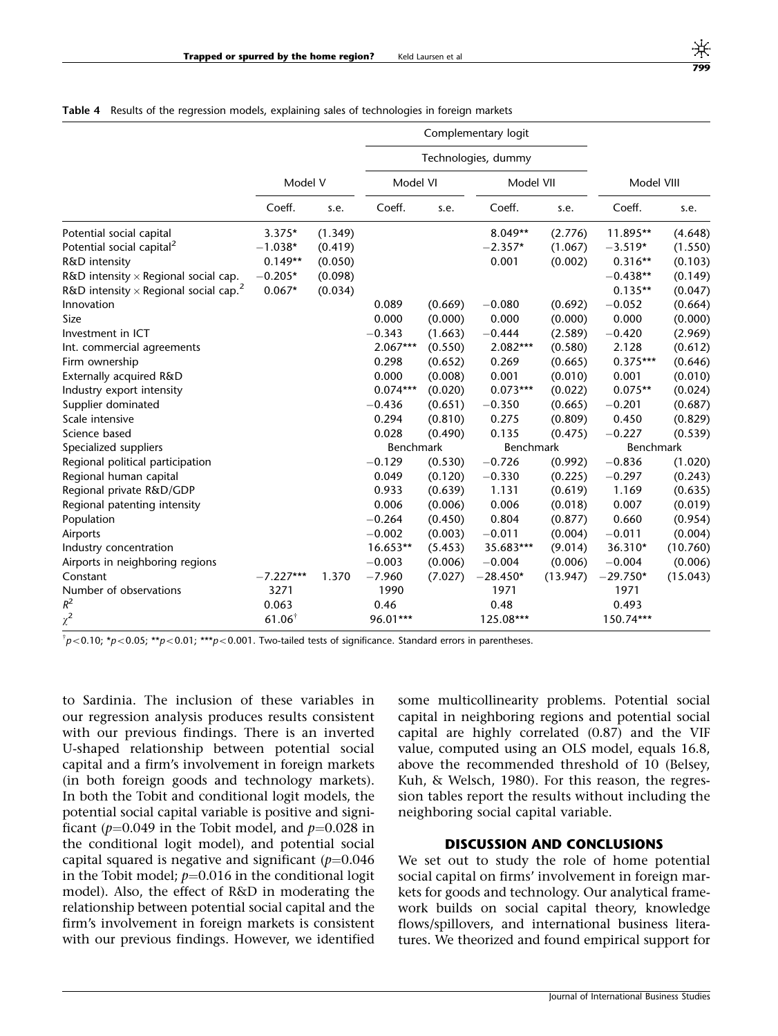**Table 4** Results of the regression models, explaining sales of technologies in foreign markets

| | Model V | | Complementary logit | | | | Model VIII | |
|---|---|---|---|---|---|---|---|---|
| | | | Technologies, dummy | | | | | |
| | | | Model VI | | Model VII | | | |
| | Coeff. | s.e. | Coeff. | s.e. | Coeff. | s.e. | Coeff. | s.e. |
| Potential social capital | 3.375* | (1.349) | | | 8.049** | (2.776) | 11.895** | (4.648) |
| Potential social capital$^2$ | −1.038* | (0.419) | | | −2.357* | (1.067) | −3.519* | (1.550) |
| R&D intensity | 0.149** | (0.050) | | | 0.001 | (0.002) | 0.316** | (0.103) |
| R&D intensity × Regional social cap. | −0.205* | (0.098) | | | | | −0.438** | (0.149) |
| R&D intensity × Regional social cap.$^2$ | 0.067* | (0.034) | | | | | 0.135** | (0.047) |
| Innovation | | | 0.089 | (0.669) | −0.080 | (0.692) | −0.052 | (0.664) |
| Size | | | 0.000 | (0.000) | 0.000 | (0.000) | 0.000 | (0.000) |
| Investment in ICT | | | −0.343 | (1.663) | −0.444 | (2.589) | −0.420 | (2.969) |
| Int. commercial agreements | | | 2.067*** | (0.550) | 2.082*** | (0.580) | 2.128 | (0.612) |
| Firm ownership | | | 0.298 | (0.652) | 0.269 | (0.665) | 0.375*** | (0.646) |
| Externally acquired R&D | | | 0.000 | (0.008) | 0.001 | (0.010) | 0.001 | (0.010) |
| Industry export intensity | | | 0.074*** | (0.020) | 0.073*** | (0.022) | 0.075** | (0.024) |
| Supplier dominated | | | −0.436 | (0.651) | −0.350 | (0.665) | −0.201 | (0.687) |
| Scale intensive | | | 0.294 | (0.810) | 0.275 | (0.809) | 0.450 | (0.829) |
| Science based | | | 0.028 | (0.490) | 0.135 | (0.475) | −0.227 | (0.539) |
| Specialized suppliers | | | Benchmark | | Benchmark | | Benchmark | |
| Regional political participation | | | −0.129 | (0.530) | −0.726 | (0.992) | −0.836 | (1.020) |
| Regional human capital | | | 0.049 | (0.120) | −0.330 | (0.225) | −0.297 | (0.243) |
| Regional private R&D/GDP | | | 0.933 | (0.639) | 1.131 | (0.619) | 1.169 | (0.635) |
| Regional patenting intensity | | | 0.006 | (0.006) | 0.006 | (0.018) | 0.007 | (0.019) |
| Population | | | −0.264 | (0.450) | 0.804 | (0.877) | 0.660 | (0.954) |
| Airports | | | −0.002 | (0.003) | −0.011 | (0.004) | −0.011 | (0.004) |
| Industry concentration | | | 16.653** | (5.453) | 35.683*** | (9.014) | 36.310* | (10.760) |
| Airports in neighboring regions | | | −0.003 | (0.006) | −0.004 | (0.006) | −0.004 | (0.006) |
| Constant | −7.227*** | 1.370 | −7.960 | (7.027) | −28.450* | (13.947) | −29.750* | (15.043) |
| Number of observations | 3271 | | 1990 | | 1971 | | 1971 | |
| $R^2$ | 0.063 | | 0.46 | | 0.48 | | 0.493 | |
| $\chi^2$ | 61.06$^{\dagger}$ | | 96.01*** | | 125.08*** | | 150.74*** | |

$^{\dagger}p<0.10$; *$p<0.05$; **$p<0.01$; ***$p<0.001$. Two-tailed tests of significance. Standard errors in parentheses.

to Sardinia. The inclusion of these variables in our regression analysis produces results consistent with our previous findings. There is an inverted U-shaped relationship between potential social capital and a firm's involvement in foreign markets (in both foreign goods and technology markets). In both the Tobit and conditional logit models, the potential social capital variable is positive and significant ($p$=0.049 in the Tobit model, and $p$=0.028 in the conditional logit model), and potential social capital squared is negative and significant ($p$=0.046 in the Tobit model; $p$=0.016 in the conditional logit model). Also, the effect of R&D in moderating the relationship between potential social capital and the firm's involvement in foreign markets is consistent with our previous findings. However, we identified some multicollinearity problems. Potential social capital in neighboring regions and potential social capital are highly correlated (0.87) and the VIF value, computed using an OLS model, equals 16.8, above the recommended threshold of 10 (Belsey, Kuh, & Welsch, 1980). For this reason, the regression tables report the results without including the neighboring social capital variable.

## DISCUSSION AND CONCLUSIONS

We set out to study the role of home potential social capital on firms' involvement in foreign markets for goods and technology. Our analytical framework builds on social capital theory, knowledge flows/spillovers, and international business literatures. We theorized and found empirical support for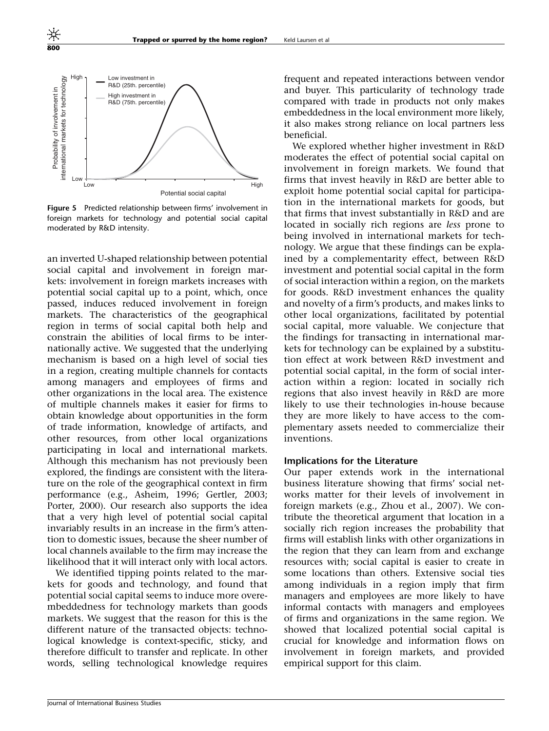Figure 5 Predicted relationship between firms' involvement in foreign markets for technology and potential social capital moderated by R&D intensity.

an inverted U-shaped relationship between potential social capital and involvement in foreign markets: involvement in foreign markets increases with potential social capital up to a point, which, once passed, induces reduced involvement in foreign markets. The characteristics of the geographical region in terms of social capital both help and constrain the abilities of local firms to be internationally active. We suggested that the underlying mechanism is based on a high level of social ties in a region, creating multiple channels for contacts among managers and employees of firms and other organizations in the local area. The existence of multiple channels makes it easier for firms to obtain knowledge about opportunities in the form of trade information, knowledge of artifacts, and other resources, from other local organizations participating in local and international markets. Although this mechanism has not previously been explored, the findings are consistent with the literature on the role of the geographical context in firm performance (e.g., Asheim, 1996; Gertler, 2003; Porter, 2000). Our research also supports the idea that a very high level of potential social capital invariably results in an increase in the firm's attention to domestic issues, because the sheer number of local channels available to the firm may increase the likelihood that it will interact only with local actors.

We identified tipping points related to the markets for goods and technology, and found that potential social capital seems to induce more overembeddedness for technology markets than goods markets. We suggest that the reason for this is the different nature of the transacted objects: technological knowledge is context-specific, sticky, and therefore difficult to transfer and replicate. In other words, selling technological knowledge requires frequent and repeated interactions between vendor and buyer. This particularity of technology trade compared with trade in products not only makes embeddedness in the local environment more likely, it also makes strong reliance on local partners less beneficial.

We explored whether higher investment in R&D moderates the effect of potential social capital on involvement in foreign markets. We found that firms that invest heavily in R&D are better able to exploit home potential social capital for participation in the international markets for goods, but that firms that invest substantially in R&D and are located in socially rich regions are *less* prone to being involved in international markets for technology. We argue that these findings can be explained by a complementarity effect, between R&D investment and potential social capital in the form of social interaction within a region, on the markets for goods. R&D investment enhances the quality and novelty of a firm's products, and makes links to other local organizations, facilitated by potential social capital, more valuable. We conjecture that the findings for transacting in international markets for technology can be explained by a substitution effect at work between R&D investment and potential social capital, in the form of social interaction within a region: located in socially rich regions that also invest heavily in R&D are more likely to use their technologies in-house because they are more likely to have access to the complementary assets needed to commercialize their inventions.

### Implications for the Literature

Our paper extends work in the international business literature showing that firms' social networks matter for their levels of involvement in foreign markets (e.g., Zhou et al., 2007). We contribute the theoretical argument that location in a socially rich region increases the probability that firms will establish links with other organizations in the region that they can learn from and exchange resources with; social capital is easier to create in some locations than others. Extensive social ties among individuals in a region imply that firm managers and employees are more likely to have informal contacts with managers and employees of firms and organizations in the same region. We showed that localized potential social capital is crucial for knowledge and information flows on involvement in foreign markets, and provided empirical support for this claim.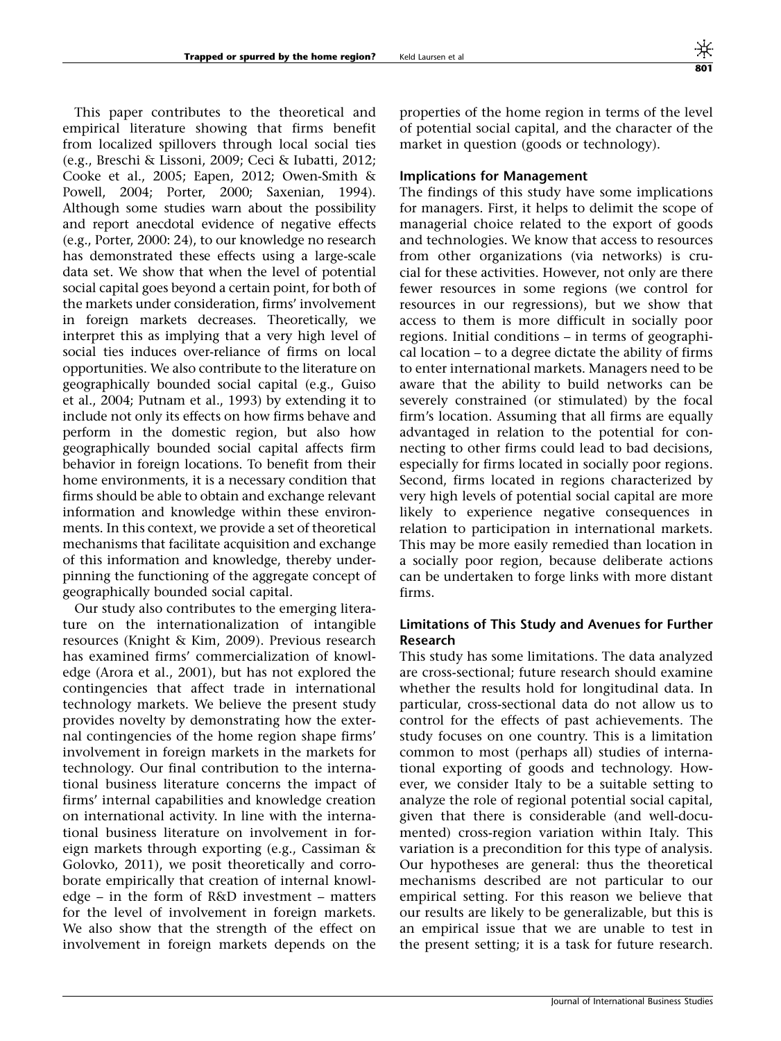This paper contributes to the theoretical and empirical literature showing that firms benefit from localized spillovers through local social ties (e.g., Breschi & Lissoni, 2009; Ceci & Iubatti, 2012; Cooke et al., 2005; Eapen, 2012; Owen-Smith & Powell, 2004; Porter, 2000; Saxenian, 1994). Although some studies warn about the possibility and report anecdotal evidence of negative effects (e.g., Porter, 2000: 24), to our knowledge no research has demonstrated these effects using a large-scale data set. We show that when the level of potential social capital goes beyond a certain point, for both of the markets under consideration, firms' involvement in foreign markets decreases. Theoretically, we interpret this as implying that a very high level of social ties induces over-reliance of firms on local opportunities. We also contribute to the literature on geographically bounded social capital (e.g., Guiso et al., 2004; Putnam et al., 1993) by extending it to include not only its effects on how firms behave and perform in the domestic region, but also how geographically bounded social capital affects firm behavior in foreign locations. To benefit from their home environments, it is a necessary condition that firms should be able to obtain and exchange relevant information and knowledge within these environments. In this context, we provide a set of theoretical mechanisms that facilitate acquisition and exchange of this information and knowledge, thereby underpinning the functioning of the aggregate concept of geographically bounded social capital.

Our study also contributes to the emerging literature on the internationalization of intangible resources (Knight & Kim, 2009). Previous research has examined firms' commercialization of knowledge (Arora et al., 2001), but has not explored the contingencies that affect trade in international technology markets. We believe the present study provides novelty by demonstrating how the external contingencies of the home region shape firms' involvement in foreign markets in the markets for technology. Our final contribution to the international business literature concerns the impact of firms' internal capabilities and knowledge creation on international activity. In line with the international business literature on involvement in foreign markets through exporting (e.g., Cassiman & Golovko, 2011), we posit theoretically and corroborate empirically that creation of internal knowledge – in the form of R&D investment – matters for the level of involvement in foreign markets. We also show that the strength of the effect on involvement in foreign markets depends on the properties of the home region in terms of the level of potential social capital, and the character of the market in question (goods or technology).

### Implications for Management

The findings of this study have some implications for managers. First, it helps to delimit the scope of managerial choice related to the export of goods and technologies. We know that access to resources from other organizations (via networks) is crucial for these activities. However, not only are there fewer resources in some regions (we control for resources in our regressions), but we show that access to them is more difficult in socially poor regions. Initial conditions – in terms of geographical location – to a degree dictate the ability of firms to enter international markets. Managers need to be aware that the ability to build networks can be severely constrained (or stimulated) by the focal firm's location. Assuming that all firms are equally advantaged in relation to the potential for connecting to other firms could lead to bad decisions, especially for firms located in socially poor regions. Second, firms located in regions characterized by very high levels of potential social capital are more likely to experience negative consequences in relation to participation in international markets. This may be more easily remedied than location in a socially poor region, because deliberate actions can be undertaken to forge links with more distant firms.

### Limitations of This Study and Avenues for Further Research

This study has some limitations. The data analyzed are cross-sectional; future research should examine whether the results hold for longitudinal data. In particular, cross-sectional data do not allow us to control for the effects of past achievements. The study focuses on one country. This is a limitation common to most (perhaps all) studies of international exporting of goods and technology. However, we consider Italy to be a suitable setting to analyze the role of regional potential social capital, given that there is considerable (and well-documented) cross-region variation within Italy. This variation is a precondition for this type of analysis. Our hypotheses are general: thus the theoretical mechanisms described are not particular to our empirical setting. For this reason we believe that our results are likely to be generalizable, but this is an empirical issue that we are unable to test in the present setting; it is a task for future research.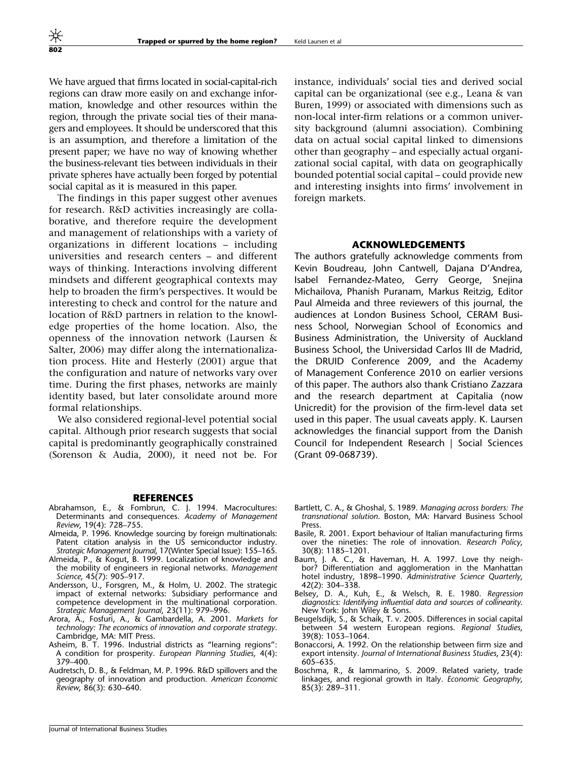We have argued that firms located in social-capital-rich regions can draw more easily on and exchange information, knowledge and other resources within the region, through the private social ties of their managers and employees. It should be underscored that this is an assumption, and therefore a limitation of the present paper; we have no way of knowing whether the business-relevant ties between individuals in their private spheres have actually been forged by potential social capital as it is measured in this paper.

The findings in this paper suggest other avenues for research. R&D activities increasingly are collaborative, and therefore require the development and management of relationships with a variety of organizations in different locations – including universities and research centers – and different ways of thinking. Interactions involving different mindsets and different geographical contexts may help to broaden the firm's perspectives. It would be interesting to check and control for the nature and location of R&D partners in relation to the knowledge properties of the home location. Also, the openness of the innovation network (Laursen & Salter, 2006) may differ along the internationalization process. Hite and Hesterly (2001) argue that the configuration and nature of networks vary over time. During the first phases, networks are mainly identity based, but later consolidate around more formal relationships.

We also considered regional-level potential social capital. Although prior research suggests that social capital is predominantly geographically constrained (Sorenson & Audia, 2000), it need not be. For instance, individuals' social ties and derived social capital can be organizational (see e.g., Leana & van Buren, 1999) or associated with dimensions such as non-local inter-firm relations or a common university background (alumni association). Combining data on actual social capital linked to dimensions other than geography – and especially actual organizational social capital, with data on geographically bounded potential social capital – could provide new and interesting insights into firms' involvement in foreign markets.

## ACKNOWLEDGEMENTS

The authors gratefully acknowledge comments from Kevin Boudreau, John Cantwell, Dajana D'Andrea, Isabel Fernandez-Mateo, Gerry George, Snejina Michailova, Phanish Puranam, Markus Reitzig, Editor Paul Almeida and three reviewers of this journal, the audiences at London Business School, CERAM Business School, Norwegian School of Economics and Business Administration, the University of Auckland Business School, the Universidad Carlos III de Madrid, the DRUID Conference 2009, and the Academy of Management Conference 2010 on earlier versions of this paper. The authors also thank Cristiano Zazzara and the research department at Capitalia (now Unicredit) for the provision of the firm-level data set used in this paper. The usual caveats apply. K. Laursen acknowledges the financial support from the Danish Council for Independent Research | Social Sciences (Grant 09-068739).

## REFERENCES

Abrahamson, E., & Fombrun, C. J. 1994. Macrocultures: Determinants and consequences. *Academy of Management Review*, 19(4): 728–755.

Almeida, P. 1996. Knowledge sourcing by foreign multinationals: Patent citation analysis in the US semiconductor industry. *Strategic Management Journal*, 17(Winter Special Issue): 155–165.

Almeida, P., & Kogut, B. 1999. Localization of knowledge and the mobility of engineers in regional networks. *Management Science*, 45(7): 905–917.

Andersson, U., Forsgren, M., & Holm, U. 2002. The strategic impact of external networks: Subsidiary performance and competence development in the multinational corporation. *Strategic Management Journal*, 23(11): 979–996.

Arora, A., Fosfuri, A., & Gambardella, A. 2001. *Markets for technology: The economics of innovation and corporate strategy*. Cambridge, MA: MIT Press.

Asheim, B. T. 1996. Industrial districts as "learning regions": A condition for prosperity. *European Planning Studies*, 4(4): 379–400.

Audretsch, D. B., & Feldman, M. P. 1996. R&D spillovers and the geography of innovation and production. *American Economic Review*, 86(3): 630–640.

Bartlett, C. A., & Ghoshal, S. 1989. *Managing across borders: The transnational solution*. Boston, MA: Harvard Business School Press.

Basile, R. 2001. Export behaviour of Italian manufacturing firms over the nineties: The role of innovation. *Research Policy*, 30(8): 1185–1201.

Baum, J. A. C., & Haveman, H. A. 1997. Love thy neighbor? Differentiation and agglomeration in the Manhattan hotel industry, 1898–1990. *Administrative Science Quarterly*, 42(2): 304–338.

Belsey, D. A., Kuh, E., & Welsch, R. E. 1980. *Regression diagnostics: Identifying influential data and sources of collinearity*. New York: John Wiley & Sons.

Beugelsdijk, S., & Schaik, T. v. 2005. Differences in social capital between 54 western European regions. *Regional Studies*, 39(8): 1053–1064.

Bonaccorsi, A. 1992. On the relationship between firm size and export intensity. *Journal of International Business Studies*, 23(4): 605–635.

Boschma, R., & Iammarino, S. 2009. Related variety, trade linkages, and regional growth in Italy. *Economic Geography*, 85(3): 289–311.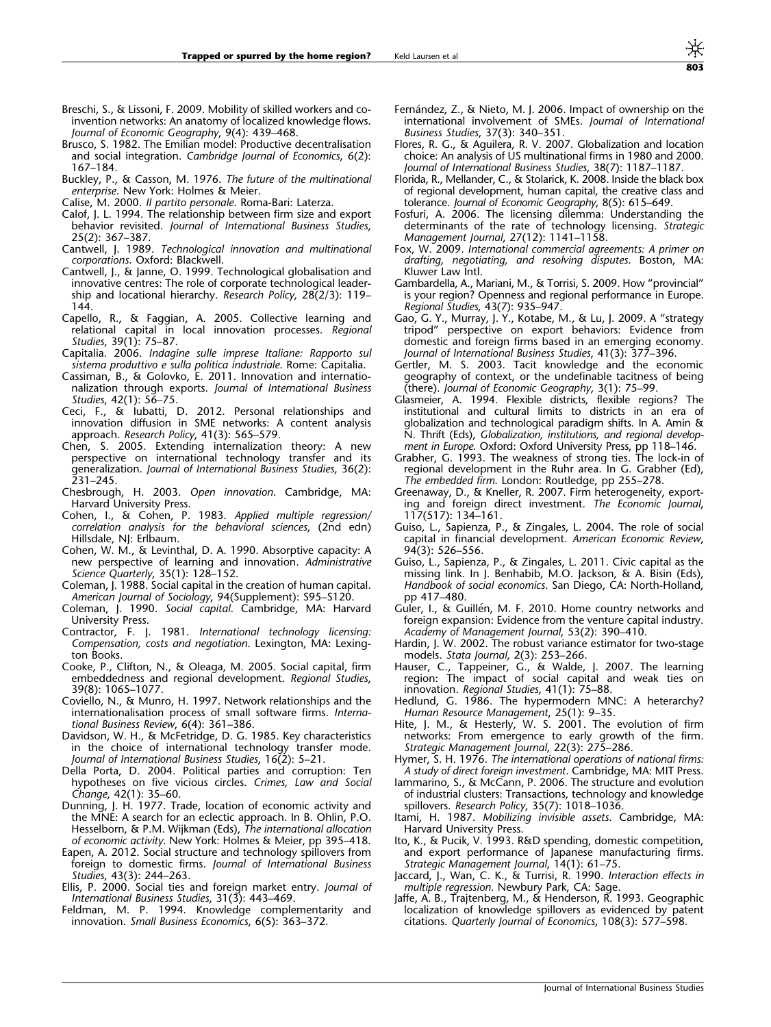Breschi, S., & Lissoni, F. 2009. Mobility of skilled workers and co-invention networks: An anatomy of localized knowledge flows. *Journal of Economic Geography*, 9(4): 439–468.

Brusco, S. 1982. The Emilian model: Productive decentralisation and social integration. *Cambridge Journal of Economics*, 6(2): 167–184.

Buckley, P., & Casson, M. 1976. *The future of the multinational enterprise*. New York: Holmes & Meier.

Calise, M. 2000. *Il partito personale*. Roma-Bari: Laterza.

Calof, J. L. 1994. The relationship between firm size and export behavior revisited. *Journal of International Business Studies*, 25(2): 367–387.

Cantwell, J. 1989. *Technological innovation and multinational corporations*. Oxford: Blackwell.

Cantwell, J., & Janne, O. 1999. Technological globalisation and innovative centres: The role of corporate technological leadership and locational hierarchy. *Research Policy*, 28(2/3): 119–144.

Capello, R., & Faggian, A. 2005. Collective learning and relational capital in local innovation processes. *Regional Studies*, 39(1): 75–87.

Capitalia. 2006. *Indagine sulle imprese Italiane: Rapporto sul sistema produttivo e sulla politica industriale*. Rome: Capitalia.

Cassiman, B., & Golovko, E. 2011. Innovation and internationalization through exports. *Journal of International Business Studies*, 42(1): 56–75.

Ceci, F., & Iubatti, D. 2012. Personal relationships and innovation diffusion in SME networks: A content analysis approach. *Research Policy*, 41(3): 565–579.

Chen, S. 2005. Extending internalization theory: A new perspective on international technology transfer and its generalization. *Journal of International Business Studies*, 36(2): 231–245.

Chesbrough, H. 2003. *Open innovation*. Cambridge, MA: Harvard University Press.

Cohen, I., & Cohen, P. 1983. *Applied multiple regression/correlation analysis for the behavioral sciences*, (2nd edn) Hillsdale, NJ: Erlbaum.

Cohen, W. M., & Levinthal, D. A. 1990. Absorptive capacity: A new perspective of learning and innovation. *Administrative Science Quarterly*, 35(1): 128–152.

Coleman, J. 1988. Social capital in the creation of human capital. *American Journal of Sociology*, 94(Supplement): S95–S120.

Coleman, J. 1990. *Social capital*. Cambridge, MA: Harvard University Press.

Contractor, F. J. 1981. *International technology licensing: Compensation, costs and negotiation*. Lexington, MA: Lexington Books.

Cooke, P., Clifton, N., & Oleaga, M. 2005. Social capital, firm embeddedness and regional development. *Regional Studies*, 39(8): 1065–1077.

Coviello, N., & Munro, H. 1997. Network relationships and the internationalisation process of small software firms. *International Business Review*, 6(4): 361–386.

Davidson, W. H., & McFetridge, D. G. 1985. Key characteristics in the choice of international technology transfer mode. *Journal of International Business Studies*, 16(2): 5–21.

Della Porta, D. 2004. Political parties and corruption: Ten hypotheses on five vicious circles. *Crimes, Law and Social Change*, 42(1): 35–60.

Dunning, J. H. 1977. Trade, location of economic activity and the MNE: A search for an eclectic approach. In B. Ohlin, P.O. Hesselborn, & P.M. Wijkman (Eds), *The international allocation of economic activity*. New York: Holmes & Meier, pp 395–418.

Eapen, A. 2012. Social structure and technology spillovers from foreign to domestic firms. *Journal of International Business Studies*, 43(3): 244–263.

Ellis, P. 2000. Social ties and foreign market entry. *Journal of International Business Studies*, 31(3): 443–469.

Feldman, M. P. 1994. Knowledge complementarity and innovation. *Small Business Economics*, 6(5): 363–372.

Fernández, Z., & Nieto, M. J. 2006. Impact of ownership on the international involvement of SMEs. *Journal of International Business Studies*, 37(3): 340–351.

Flores, R. G., & Aguilera, R. V. 2007. Globalization and location choice: An analysis of US multinational firms in 1980 and 2000. *Journal of International Business Studies*, 38(7): 1187–1187.

Florida, R., Mellander, C., & Stolarick, K. 2008. Inside the black box of regional development, human capital, the creative class and tolerance. *Journal of Economic Geography*, 8(5): 615–649.

Fosfuri, A. 2006. The licensing dilemma: Understanding the determinants of the rate of technology licensing. *Strategic Management Journal*, 27(12): 1141–1158.

Fox, W. 2009. *International commercial agreements: A primer on drafting, negotiating, and resolving disputes*. Boston, MA: Kluwer Law Intl.

Gambardella, A., Mariani, M., & Torrisi, S. 2009. How "provincial" is your region? Openness and regional performance in Europe. *Regional Studies*, 43(7): 935–947.

Gao, G. Y., Murray, J. Y., Kotabe, M., & Lu, J. 2009. A "strategy tripod" perspective on export behaviors: Evidence from domestic and foreign firms based in an emerging economy. *Journal of International Business Studies*, 41(3): 377–396.

Gertler, M. S. 2003. Tacit knowledge and the economic geography of context, or the undefinable tacitness of being (there). *Journal of Economic Geography*, 3(1): 75–99.

Glasmeier, A. 1994. Flexible districts, flexible regions? The institutional and cultural limits to districts in an era of globalization and technological paradigm shifts. In A. Amin & N. Thrift (Eds), *Globalization, institutions, and regional development in Europe*. Oxford: Oxford University Press, pp 118–146.

Grabher, G. 1993. The weakness of strong ties. The lock-in of regional development in the Ruhr area. In G. Grabher (Ed), *The embedded firm*. London: Routledge, pp 255–278.

Greenaway, D., & Kneller, R. 2007. Firm heterogeneity, exporting and foreign direct investment. *The Economic Journal*, 117(517): 134–161.

Guiso, L., Sapienza, P., & Zingales, L. 2004. The role of social capital in financial development. *American Economic Review*, 94(3): 526–556.

Guiso, L., Sapienza, P., & Zingales, L. 2011. Civic capital as the missing link. In J. Benhabib, M.O. Jackson, & A. Bisin (Eds), *Handbook of social economics*. San Diego, CA: North-Holland, pp 417–480.

Guler, I., & Guillén, M. F. 2010. Home country networks and foreign expansion: Evidence from the venture capital industry. *Academy of Management Journal*, 53(2): 390–410.

Hardin, J. W. 2002. The robust variance estimator for two-stage models. *Stata Journal*, 2(3): 253–266.

Hauser, C., Tappeiner, G., & Walde, J. 2007. The learning region: The impact of social capital and weak ties on innovation. *Regional Studies*, 41(1): 75–88.

Hedlund, G. 1986. The hypermodern MNC: A heterarchy? *Human Resource Management*, 25(1): 9–35.

Hite, J. M., & Hesterly, W. S. 2001. The evolution of firm networks: From emergence to early growth of the firm. *Strategic Management Journal*, 22(3): 275–286.

Hymer, S. H. 1976. *The international operations of national firms: A study of direct foreign investment*. Cambridge, MA: MIT Press.

Iammarino, S., & McCann, P. 2006. The structure and evolution of industrial clusters: Transactions, technology and knowledge spillovers. *Research Policy*, 35(7): 1018–1036.

Itami, H. 1987. *Mobilizing invisible assets*. Cambridge, MA: Harvard University Press.

Ito, K., & Pucik, V. 1993. R&D spending, domestic competition, and export performance of Japanese manufacturing firms. *Strategic Management Journal*, 14(1): 61–75.

Jaccard, J., Wan, C. K., & Turrisi, R. 1990. *Interaction effects in multiple regression*. Newbury Park, CA: Sage.

Jaffe, A. B., Trajtenberg, M., & Henderson, R. 1993. Geographic localization of knowledge spillovers as evidenced by patent citations. *Quarterly Journal of Economics*, 108(3): 577–598.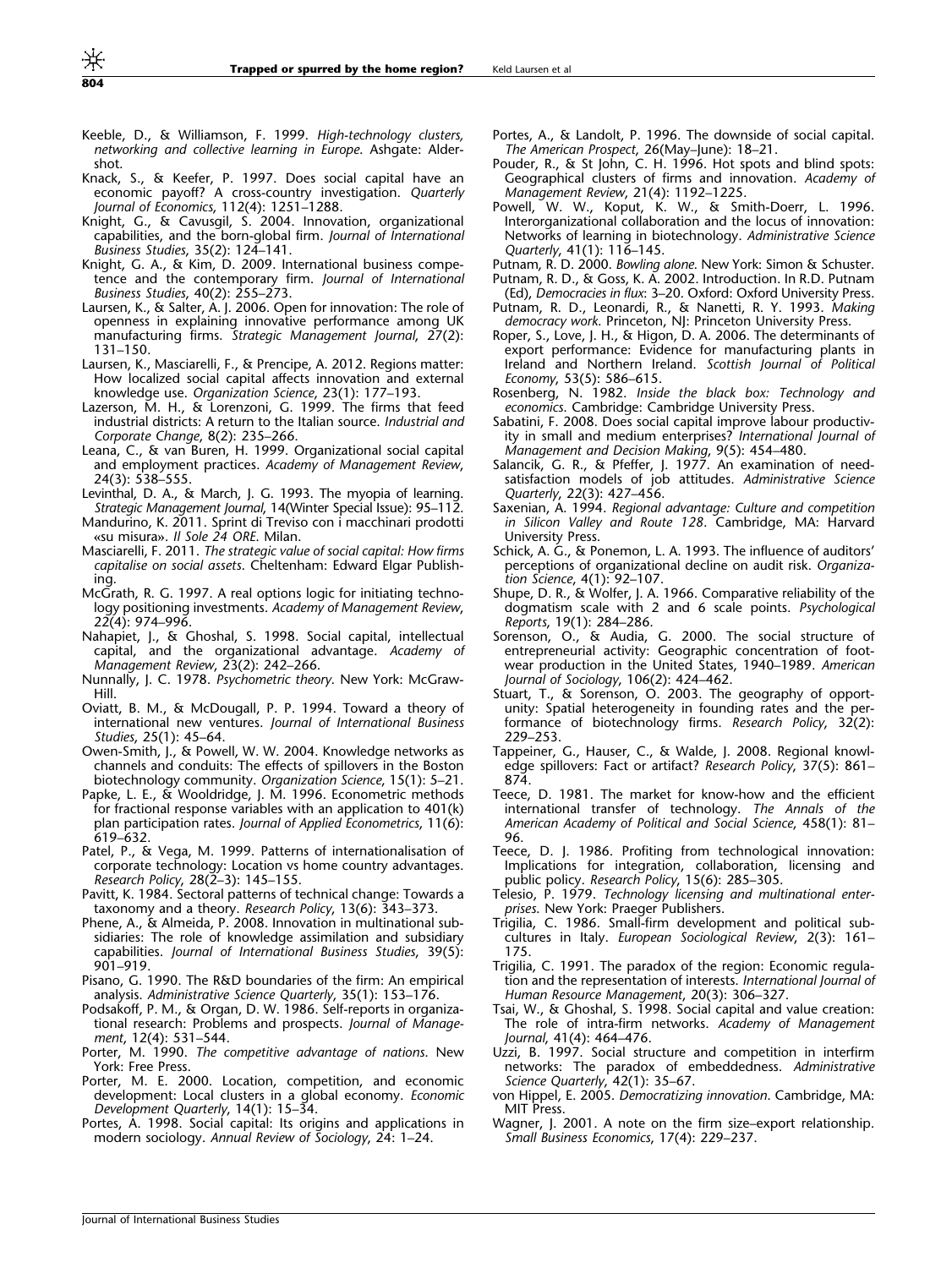Keeble, D., & Williamson, F. 1999. *High-technology clusters, networking and collective learning in Europe*. Ashgate: Aldershot.

Knack, S., & Keefer, P. 1997. Does social capital have an economic payoff? A cross-country investigation. *Quarterly Journal of Economics*, 112(4): 1251–1288.

Knight, G., & Cavusgil, S. 2004. Innovation, organizational capabilities, and the born-global firm. *Journal of International Business Studies*, 35(2): 124–141.

Knight, G. A., & Kim, D. 2009. International business competence and the contemporary firm. *Journal of International Business Studies*, 40(2): 255–273.

Laursen, K., & Salter, A. J. 2006. Open for innovation: The role of openness in explaining innovative performance among UK manufacturing firms. *Strategic Management Journal*, 27(2): 131–150.

Laursen, K., Masciarelli, F., & Prencipe, A. 2012. Regions matter: How localized social capital affects innovation and external knowledge use. *Organization Science*, 23(1): 177–193.

Lazerson, M. H., & Lorenzoni, G. 1999. The firms that feed industrial districts: A return to the Italian source. *Industrial and Corporate Change*, 8(2): 235–266.

Leana, C., & van Buren, H. 1999. Organizational social capital and employment practices. *Academy of Management Review*, 24(3): 538–555.

Levinthal, D. A., & March, J. G. 1993. The myopia of learning. *Strategic Management Journal*, 14(Winter Special Issue): 95–112.

Mandurino, K. 2011. Sprint di Treviso con i macchinari prodotti «su misura». *Il Sole 24 ORE*. Milan.

Masciarelli, F. 2011. *The strategic value of social capital: How firms capitalise on social assets*. Cheltenham: Edward Elgar Publishing.

McGrath, R. G. 1997. A real options logic for initiating technology positioning investments. *Academy of Management Review*, 22(4): 974–996.

Nahapiet, J., & Ghoshal, S. 1998. Social capital, intellectual capital, and the organizational advantage. *Academy of Management Review*, 23(2): 242–266.

Nunnally, J. C. 1978. *Psychometric theory*. New York: McGraw-Hill.

Oviatt, B. M., & McDougall, P. P. 1994. Toward a theory of international new ventures. *Journal of International Business Studies*, 25(1): 45–64.

Owen-Smith, J., & Powell, W. W. 2004. Knowledge networks as channels and conduits: The effects of spillovers in the Boston biotechnology community. *Organization Science*, 15(1): 5–21.

Papke, L. E., & Wooldridge, J. M. 1996. Econometric methods for fractional response variables with an application to 401(k) plan participation rates. *Journal of Applied Econometrics*, 11(6): 619–632.

Patel, P., & Vega, M. 1999. Patterns of internationalisation of corporate technology: Location vs home country advantages. *Research Policy*, 28(2–3): 145–155.

Pavitt, K. 1984. Sectoral patterns of technical change: Towards a taxonomy and a theory. *Research Policy*, 13(6): 343–373.

Phene, A., & Almeida, P. 2008. Innovation in multinational subsidiaries: The role of knowledge assimilation and subsidiary capabilities. *Journal of International Business Studies*, 39(5): 901–919.

Pisano, G. 1990. The R&D boundaries of the firm: An empirical analysis. *Administrative Science Quarterly*, 35(1): 153–176.

Podsakoff, P. M., & Organ, D. W. 1986. Self-reports in organizational research: Problems and prospects. *Journal of Management*, 12(4): 531–544.

Porter, M. 1990. *The competitive advantage of nations*. New York: Free Press.

Porter, M. E. 2000. Location, competition, and economic development: Local clusters in a global economy. *Economic Development Quarterly*, 14(1): 15–34.

Portes, A. 1998. Social capital: Its origins and applications in modern sociology. *Annual Review of Sociology*, 24: 1–24.

Portes, A., & Landolt, P. 1996. The downside of social capital. *The American Prospect*, 26(May–June): 18–21.

Pouder, R., & St John, C. H. 1996. Hot spots and blind spots: Geographical clusters of firms and innovation. *Academy of Management Review*, 21(4): 1192–1225.

Powell, W. W., Koput, K. W., & Smith-Doerr, L. 1996. Interorganizational collaboration and the locus of innovation: Networks of learning in biotechnology. *Administrative Science Quarterly*, 41(1): 116–145.

Putnam, R. D. 2000. *Bowling alone*. New York: Simon & Schuster.

Putnam, R. D., & Goss, K. A. 2002. Introduction. In R.D. Putnam (Ed), *Democracies in flux*: 3–20. Oxford: Oxford University Press.

Putnam, R. D., Leonardi, R., & Nanetti, R. Y. 1993. *Making democracy work*. Princeton, NJ: Princeton University Press.

Roper, S., Love, J. H., & Higon, D. A. 2006. The determinants of export performance: Evidence for manufacturing plants in Ireland and Northern Ireland. *Scottish Journal of Political Economy*, 53(5): 586–615.

Rosenberg, N. 1982. *Inside the black box: Technology and economics*. Cambridge: Cambridge University Press.

Sabatini, F. 2008. Does social capital improve labour productivity in small and medium enterprises? *International Journal of Management and Decision Making*, 9(5): 454–480.

Salancik, G. R., & Pfeffer, J. 1977. An examination of need-satisfaction models of job attitudes. *Administrative Science Quarterly*, 22(3): 427–456.

Saxenian, A. 1994. *Regional advantage: Culture and competition in Silicon Valley and Route 128*. Cambridge, MA: Harvard University Press.

Schick, A. G., & Ponemon, L. A. 1993. The influence of auditors' perceptions of organizational decline on audit risk. *Organization Science*, 4(1): 92–107.

Shupe, D. R., & Wolfer, J. A. 1966. Comparative reliability of the dogmatism scale with 2 and 6 scale points. *Psychological Reports*, 19(1): 284–286.

Sorenson, O., & Audia, G. 2000. The social structure of entrepreneurial activity: Geographic concentration of footwear production in the United States, 1940–1989. *American Journal of Sociology*, 106(2): 424–462.

Stuart, T., & Sorenson, O. 2003. The geography of opportunity: Spatial heterogeneity in founding rates and the performance of biotechnology firms. *Research Policy*, 32(2): 229–253.

Tappeiner, G., Hauser, C., & Walde, J. 2008. Regional knowledge spillovers: Fact or artifact? *Research Policy*, 37(5): 861–874.

Teece, D. 1981. The market for know-how and the efficient international transfer of technology. *The Annals of the American Academy of Political and Social Science*, 458(1): 81–96.

Teece, D. J. 1986. Profiting from technological innovation: Implications for integration, collaboration, licensing and public policy. *Research Policy*, 15(6): 285–305.

Telesio, P. 1979. *Technology licensing and multinational enterprises*. New York: Praeger Publishers.

Trigilia, C. 1986. Small-firm development and political subcultures in Italy. *European Sociological Review*, 2(3): 161–175.

Trigilia, C. 1991. The paradox of the region: Economic regulation and the representation of interests. *International Journal of Human Resource Management*, 20(3): 306–327.

Tsai, W., & Ghoshal, S. 1998. Social capital and value creation: The role of intra-firm networks. *Academy of Management Journal*, 41(4): 464–476.

Uzzi, B. 1997. Social structure and competition in interfirm networks: The paradox of embeddedness. *Administrative Science Quarterly*, 42(1): 35–67.

von Hippel, E. 2005. *Democratizing innovation*. Cambridge, MA: MIT Press.

Wagner, J. 2001. A note on the firm size–export relationship. *Small Business Economics*, 17(4): 229–237.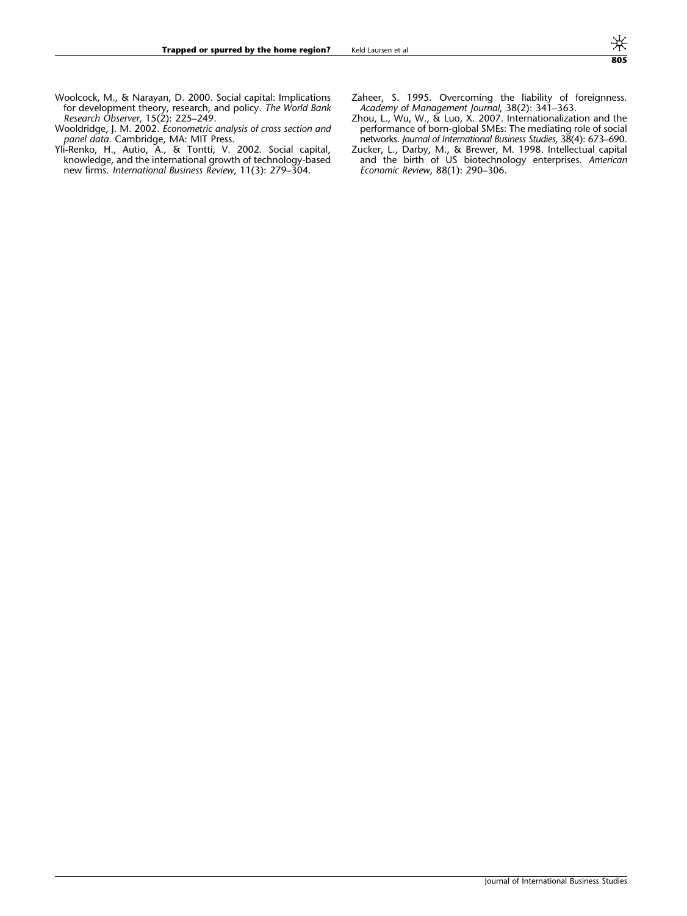Woolcock, M., & Narayan, D. 2000. Social capital: Implications for development theory, research, and policy. *The World Bank Research Observer*, 15(2): 225–249.

Wooldridge, J. M. 2002. *Econometric analysis of cross section and panel data*. Cambridge, MA: MIT Press.

Yli-Renko, H., Autio, A., & Tontti, V. 2002. Social capital, knowledge, and the international growth of technology-based new firms. *International Business Review*, 11(3): 279–304.

Zaheer, S. 1995. Overcoming the liability of foreignness. *Academy of Management Journal*, 38(2): 341–363.

Zhou, L., Wu, W., & Luo, X. 2007. Internationalization and the performance of born-global SMEs: The mediating role of social networks. *Journal of International Business Studies*, 38(4): 673–690.

Zucker, L., Darby, M., & Brewer, M. 1998. Intellectual capital and the birth of US biotechnology enterprises. *American Economic Review*, 88(1): 290–306.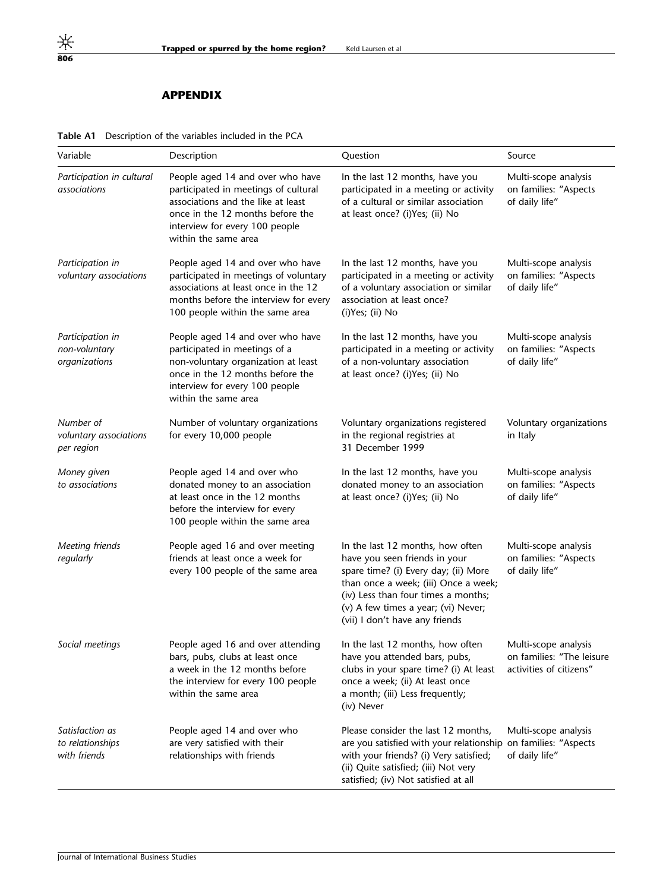## APPENDIX

**Table A1** Description of the variables included in the PCA

| Variable | Description | Question | Source |
|---|---|---|---|
| *Participation in cultural associations* | People aged 14 and over who have participated in meetings of cultural associations and the like at least once in the 12 months before the interview for every 100 people within the same area | In the last 12 months, have you participated in a meeting or activity of a cultural or similar association at least once? (i)Yes; (ii) No | Multi-scope analysis on families: "Aspects of daily life" |
| *Participation in voluntary associations* | People aged 14 and over who have participated in meetings of voluntary associations at least once in the 12 months before the interview for every 100 people within the same area | In the last 12 months, have you participated in a meeting or activity of a voluntary association or similar association at least once? (i)Yes; (ii) No | Multi-scope analysis on families: "Aspects of daily life" |
| *Participation in non-voluntary organizations* | People aged 14 and over who have participated in meetings of a non-voluntary organization at least once in the 12 months before the interview for every 100 people within the same area | In the last 12 months, have you participated in a meeting or activity of a non-voluntary association at least once? (i)Yes; (ii) No | Multi-scope analysis on families: "Aspects of daily life" |
| *Number of voluntary associations per region* | Number of voluntary organizations for every 10,000 people | Voluntary organizations registered in the regional registries at 31 December 1999 | Voluntary organizations in Italy |
| *Money given to associations* | People aged 14 and over who donated money to an association at least once in the 12 months before the interview for every 100 people within the same area | In the last 12 months, have you donated money to an association at least once? (i)Yes; (ii) No | Multi-scope analysis on families: "Aspects of daily life" |
| *Meeting friends regularly* | People aged 16 and over meeting friends at least once a week for every 100 people of the same area | In the last 12 months, how often have you seen friends in your spare time? (i) Every day; (ii) More than once a week; (iii) Once a week; (iv) Less than four times a months; (v) A few times a year; (vi) Never; (vii) I don't have any friends | Multi-scope analysis on families: "Aspects of daily life" |
| *Social meetings* | People aged 16 and over attending bars, pubs, clubs at least once a week in the 12 months before the interview for every 100 people within the same area | In the last 12 months, how often have you attended bars, pubs, clubs in your spare time? (i) At least once a week; (ii) At least once a month; (iii) Less frequently; (iv) Never | Multi-scope analysis on families: "The leisure activities of citizens" |
| *Satisfaction as to relationships with friends* | People aged 14 and over who are very satisfied with their relationships with friends | Please consider the last 12 months, are you satisfied with your relationship with your friends? (i) Very satisfied; (ii) Quite satisfied; (iii) Not very satisfied; (iv) Not satisfied at all | Multi-scope analysis on families: "Aspects of daily life" |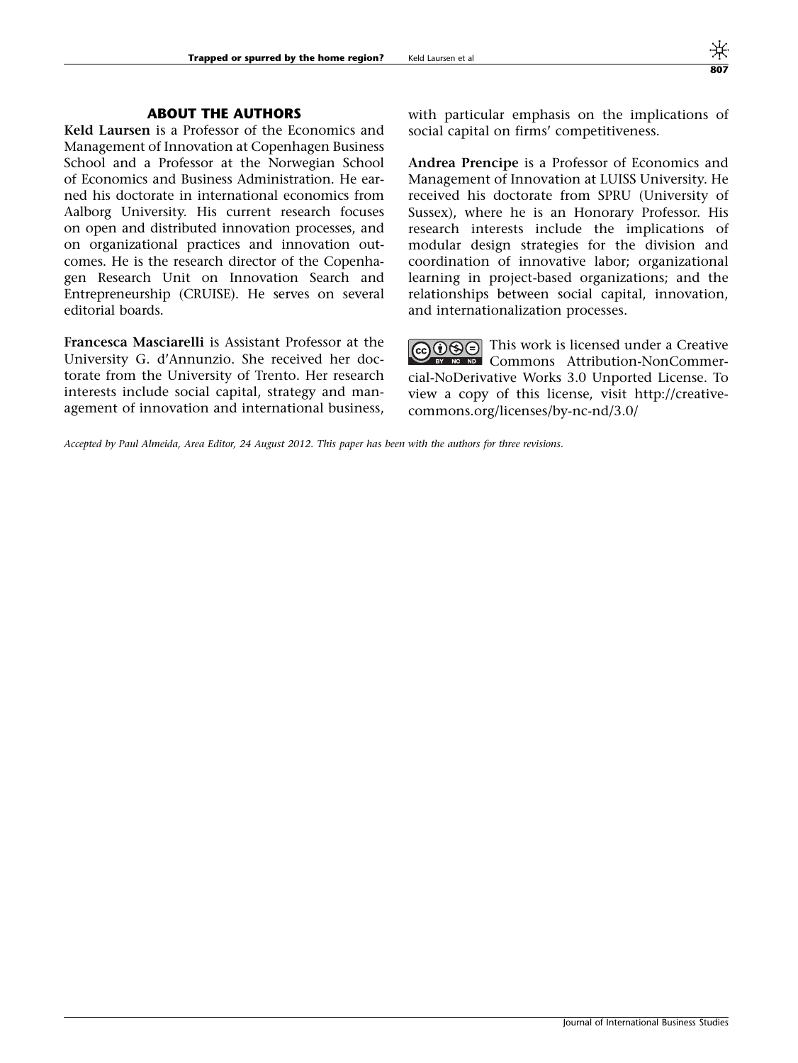## ABOUT THE AUTHORS

**Keld Laursen** is a Professor of the Economics and Management of Innovation at Copenhagen Business School and a Professor at the Norwegian School of Economics and Business Administration. He earned his doctorate in international economics from Aalborg University. His current research focuses on open and distributed innovation processes, and on organizational practices and innovation outcomes. He is the research director of the Copenhagen Research Unit on Innovation Search and Entrepreneurship (CRUISE). He serves on several editorial boards.

**Francesca Masciarelli** is Assistant Professor at the University G. d'Annunzio. She received her doctorate from the University of Trento. Her research interests include social capital, strategy and management of innovation and international business, with particular emphasis on the implications of social capital on firms' competitiveness.

**Andrea Prencipe** is a Professor of Economics and Management of Innovation at LUISS University. He received his doctorate from SPRU (University of Sussex), where he is an Honorary Professor. His research interests include the implications of modular design strategies for the division and coordination of innovative labor; organizational learning in project-based organizations; and the relationships between social capital, innovation, and internationalization processes.

This work is licensed under a Creative Commons Attribution-NonCommercial-NoDerivative Works 3.0 Unported License. To view a copy of this license, visit http://creativecommons.org/licenses/by-nc-nd/3.0/

*Accepted by Paul Almeida, Area Editor, 24 August 2012. This paper has been with the authors for three revisions.*